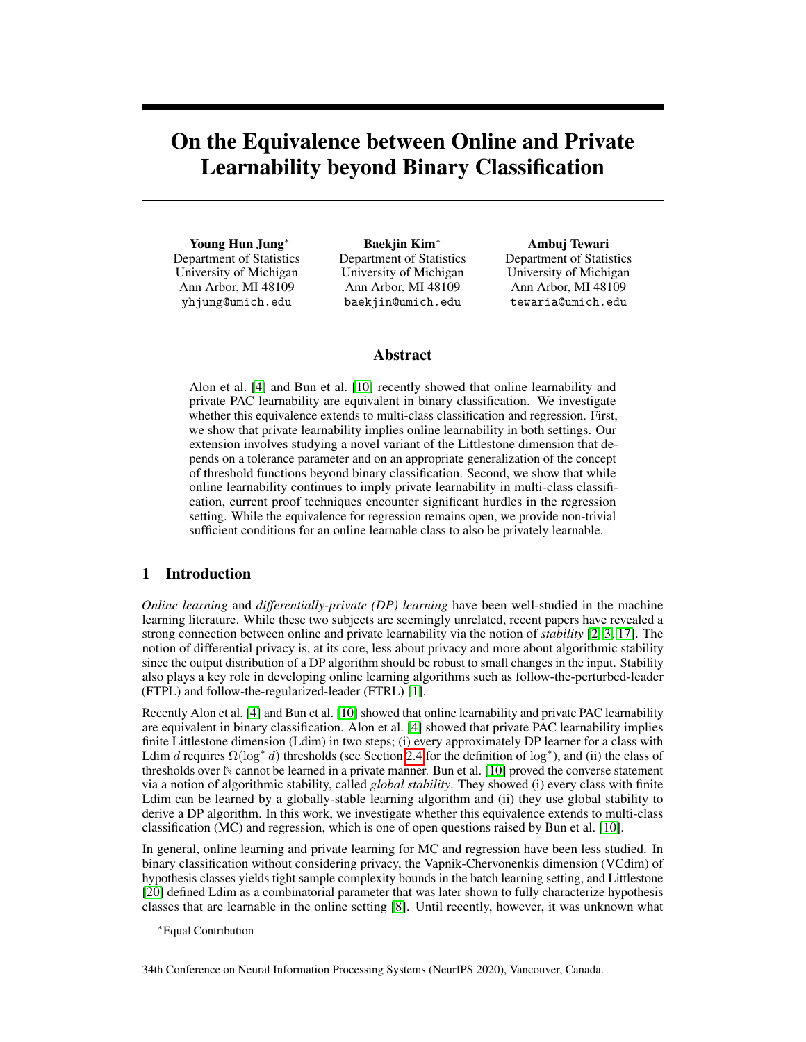# On the Equivalence between Online and Private Learnability beyond Binary Classification

**Young Hun Jung***
Department of Statistics
University of Michigan
Ann Arbor, MI 48109
yhjung@umich.edu

**Baekjin Kim***
Department of Statistics
University of Michigan
Ann Arbor, MI 48109
baekjin@umich.edu

**Ambuj Tewari**
Department of Statistics
University of Michigan
Ann Arbor, MI 48109
tewaria@umich.edu

## Abstract

Alon et al. [4] and Bun et al. [10] recently showed that online learnability and private PAC learnability are equivalent in binary classification. We investigate whether this equivalence extends to multi-class classification and regression. First, we show that private learnability implies online learnability in both settings. Our extension involves studying a novel variant of the Littlestone dimension that depends on a tolerance parameter and on an appropriate generalization of the concept of threshold functions beyond binary classification. Second, we show that while online learnability continues to imply private learnability in multi-class classification, current proof techniques encounter significant hurdles in the regression setting. While the equivalence for regression remains open, we provide non-trivial sufficient conditions for an online learnable class to also be privately learnable.

## 1 Introduction

*Online learning* and *differentially-private (DP) learning* have been well-studied in the machine learning literature. While these two subjects are seemingly unrelated, recent papers have revealed a strong connection between online and private learnability via the notion of *stability* [2, 3, 17]. The notion of differential privacy is, at its core, less about privacy and more about algorithmic stability since the output distribution of a DP algorithm should be robust to small changes in the input. Stability also plays a key role in developing online learning algorithms such as follow-the-perturbed-leader (FTPL) and follow-the-regularized-leader (FTRL) [1].

Recently Alon et al. [4] and Bun et al. [10] showed that online learnability and private PAC learnability are equivalent in binary classification. Alon et al. [4] showed that private PAC learnability implies finite Littlestone dimension (Ldim) in two steps; (i) every approximately DP learner for a class with Ldim $d$ requires $\Omega(\log^* d)$ thresholds (see Section 2.4 for the definition of $\log^*$), and (ii) the class of thresholds over $\mathbb{N}$ cannot be learned in a private manner. Bun et al. [10] proved the converse statement via a notion of algorithmic stability, called *global stability*. They showed (i) every class with finite Ldim can be learned by a globally-stable learning algorithm and (ii) they use global stability to derive a DP algorithm. In this work, we investigate whether this equivalence extends to multi-class classification (MC) and regression, which is one of open questions raised by Bun et al. [10].

In general, online learning and private learning for MC and regression have been less studied. In binary classification without considering privacy, the Vapnik-Chervonenkis dimension (VCdim) of hypothesis classes yields tight sample complexity bounds in the batch learning setting, and Littlestone [20] defined Ldim as a combinatorial parameter that was later shown to fully characterize hypothesis classes that are learnable in the online setting [8]. Until recently, however, it was unknown what

*Equal Contribution

34th Conference on Neural Information Processing Systems (NeurIPS 2020), Vancouver, Canada.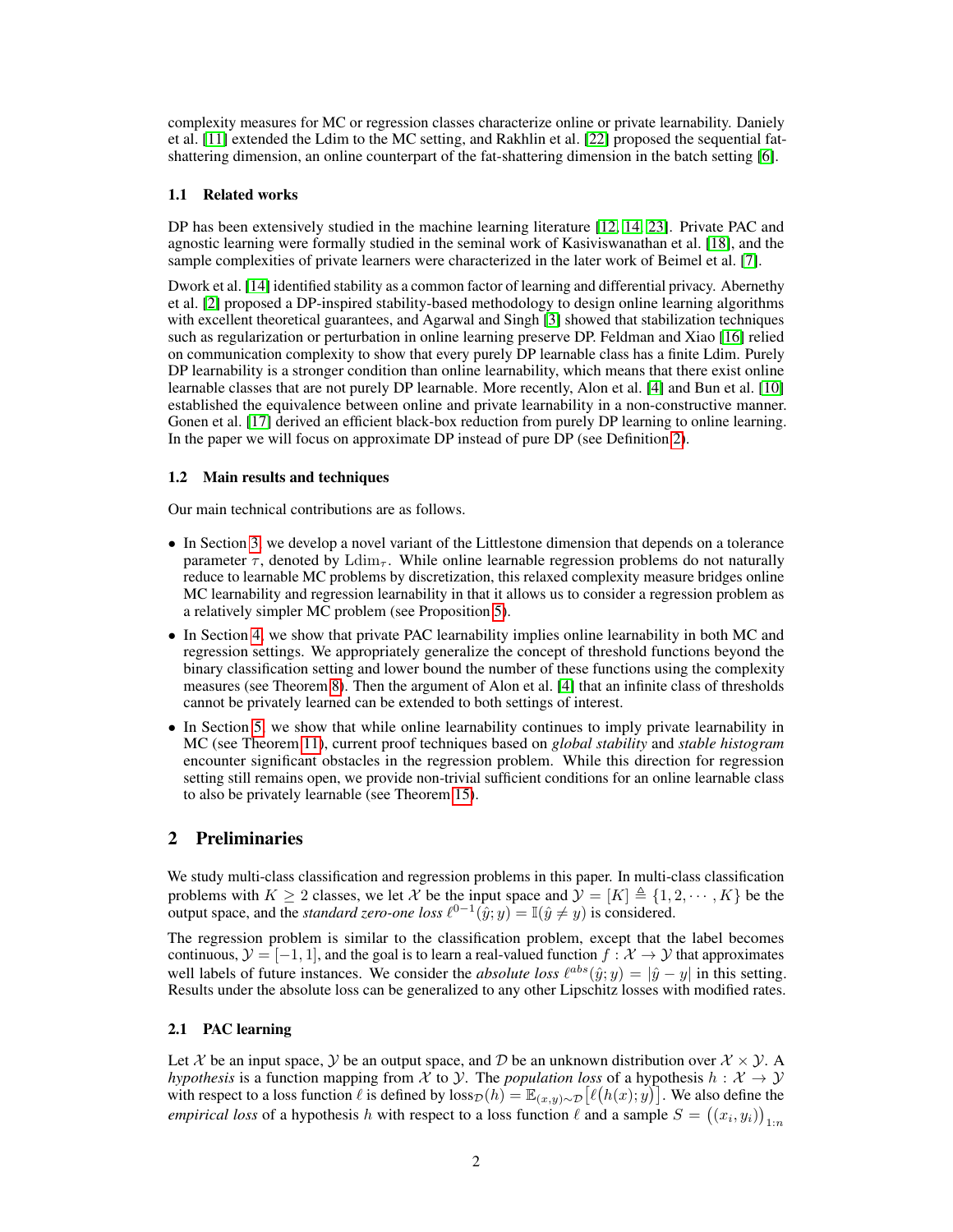complexity measures for MC or regression classes characterize online or private learnability. Daniely et al. [11] extended the Ldim to the MC setting, and Rakhlin et al. [22] proposed the sequential fat-shattering dimension, an online counterpart of the fat-shattering dimension in the batch setting [6].

### 1.1 Related works

DP has been extensively studied in the machine learning literature [12, 14, 23]. Private PAC and agnostic learning were formally studied in the seminal work of Kasiviswanathan et al. [18], and the sample complexities of private learners were characterized in the later work of Beimel et al. [7].

Dwork et al. [14] identified stability as a common factor of learning and differential privacy. Abernethy et al. [2] proposed a DP-inspired stability-based methodology to design online learning algorithms with excellent theoretical guarantees, and Agarwal and Singh [3] showed that stabilization techniques such as regularization or perturbation in online learning preserve DP. Feldman and Xiao [16] relied on communication complexity to show that every purely DP learnable class has a finite Ldim. Purely DP learnability is a stronger condition than online learnability, which means that there exist online learnable classes that are not purely DP learnable. More recently, Alon et al. [4] and Bun et al. [10] established the equivalence between online and private learnability in a non-constructive manner. Gonen et al. [17] derived an efficient black-box reduction from purely DP learning to online learning. In the paper we will focus on approximate DP instead of pure DP (see Definition 2).

### 1.2 Main results and techniques

Our main technical contributions are as follows.

- In Section 3, we develop a novel variant of the Littlestone dimension that depends on a tolerance parameter $\tau$, denoted by $\mathrm{Ldim}_\tau$. While online learnable regression problems do not naturally reduce to learnable MC problems by discretization, this relaxed complexity measure bridges online MC learnability and regression learnability in that it allows us to consider a regression problem as a relatively simpler MC problem (see Proposition 5).
- In Section 4, we show that private PAC learnability implies online learnability in both MC and regression settings. We appropriately generalize the concept of threshold functions beyond the binary classification setting and lower bound the number of these functions using the complexity measures (see Theorem 8). Then the argument of Alon et al. [4] that an infinite class of thresholds cannot be privately learned can be extended to both settings of interest.
- In Section 5, we show that while online learnability continues to imply private learnability in MC (see Theorem 11), current proof techniques based on *global stability* and *stable histogram* encounter significant obstacles in the regression problem. While this direction for regression setting still remains open, we provide non-trivial sufficient conditions for an online learnable class to also be privately learnable (see Theorem 15).

## 2 Preliminaries

We study multi-class classification and regression problems in this paper. In multi-class classification problems with $K \geq 2$ classes, we let $\mathcal{X}$ be the input space and $\mathcal{Y} = [K] \triangleq \{1, 2, \cdots, K\}$ be the output space, and the *standard zero-one loss* $\ell^{0-1}(\hat{y}; y) = \mathbb{I}(\hat{y} \neq y)$ is considered.

The regression problem is similar to the classification problem, except that the label becomes continuous, $\mathcal{Y} = [-1, 1]$, and the goal is to learn a real-valued function $f : \mathcal{X} \to \mathcal{Y}$ that approximates well labels of future instances. We consider the *absolute loss* $\ell^{abs}(\hat{y}; y) = |\hat{y} - y|$ in this setting. Results under the absolute loss can be generalized to any other Lipschitz losses with modified rates.

### 2.1 PAC learning

Let $\mathcal{X}$ be an input space, $\mathcal{Y}$ be an output space, and $\mathcal{D}$ be an unknown distribution over $\mathcal{X} \times \mathcal{Y}$. A *hypothesis* is a function mapping from $\mathcal{X}$ to $\mathcal{Y}$. The *population loss* of a hypothesis $h : \mathcal{X} \to \mathcal{Y}$ with respect to a loss function $\ell$ is defined by $\mathrm{loss}_{\mathcal{D}}(h) = \mathbb{E}_{(x,y)\sim\mathcal{D}}\big[\ell\big(h(x); y\big)\big]$. We also define the *empirical loss* of a hypothesis $h$ with respect to a loss function $\ell$ and a sample $S = \big((x_i, y_i)\big)_{1:n}$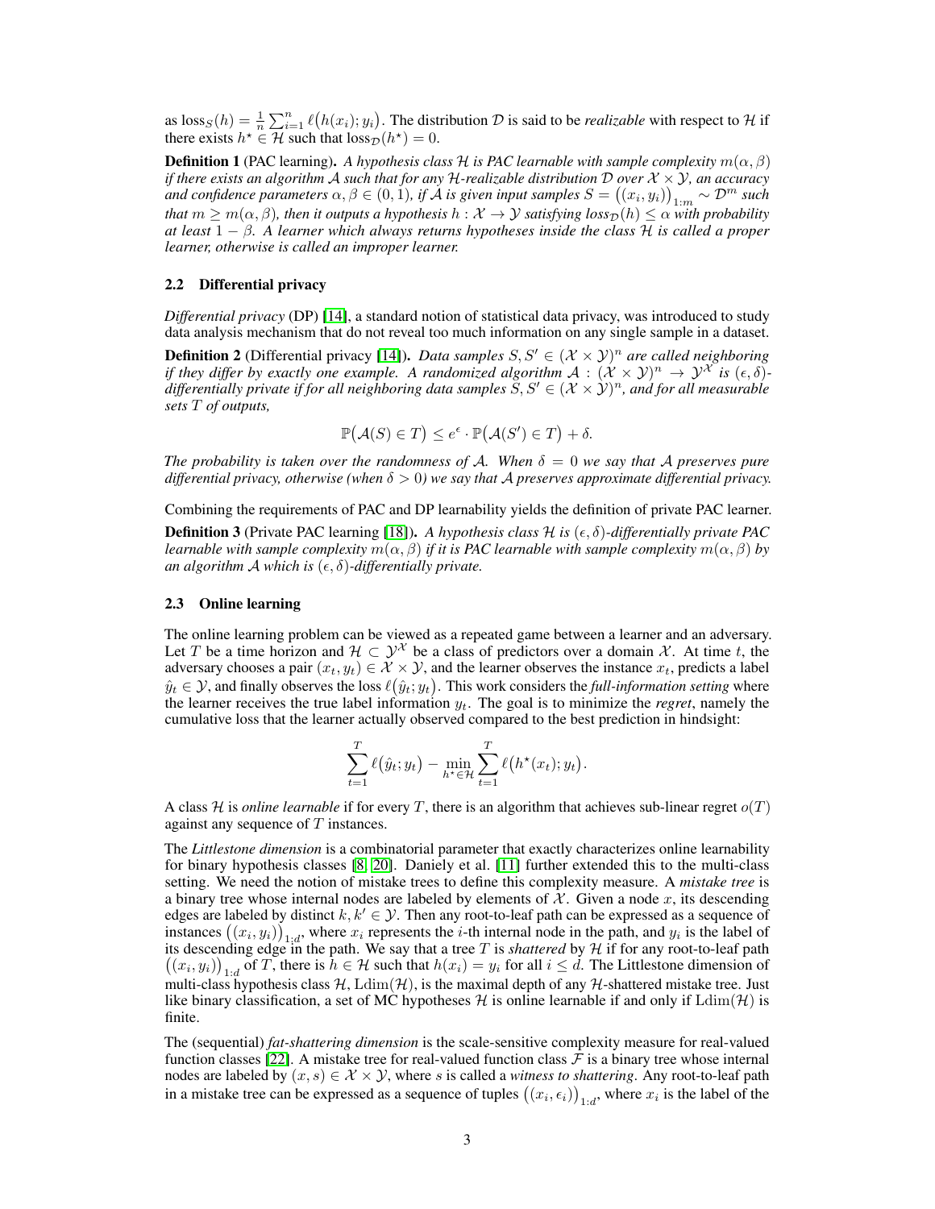as $\text{loss}_S(h) = \frac{1}{n}\sum_{i=1}^n \ell\big(h(x_i); y_i\big)$. The distribution $\mathcal{D}$ is said to be *realizable* with respect to $\mathcal{H}$ if there exists $h^\star \in \mathcal{H}$ such that $\text{loss}_{\mathcal{D}}(h^\star) = 0$.

**Definition 1** (PAC learning). *A hypothesis class $\mathcal{H}$ is PAC learnable with sample complexity $m(\alpha, \beta)$ if there exists an algorithm $\mathcal{A}$ such that for any $\mathcal{H}$-realizable distribution $\mathcal{D}$ over $\mathcal{X} \times \mathcal{Y}$, an accuracy and confidence parameters $\alpha, \beta \in (0, 1)$, if $\mathcal{A}$ is given input samples $S = \big((x_i, y_i)\big)_{1:m} \sim \mathcal{D}^m$ such that $m \geq m(\alpha, \beta)$, then it outputs a hypothesis $h : \mathcal{X} \to \mathcal{Y}$ satisfying $\text{loss}_{\mathcal{D}}(h) \leq \alpha$ with probability at least $1 - \beta$. A learner which always returns hypotheses inside the class $\mathcal{H}$ is called a proper learner, otherwise is called an improper learner.*

### 2.2 Differential privacy

*Differential privacy* (DP) [14], a standard notion of statistical data privacy, was introduced to study data analysis mechanism that do not reveal too much information on any single sample in a dataset.

**Definition 2** (Differential privacy [14]). *Data samples $S, S' \in (\mathcal{X} \times \mathcal{Y})^n$ are called neighboring if they differ by exactly one example. A randomized algorithm $\mathcal{A} : (\mathcal{X} \times \mathcal{Y})^n \to \mathcal{Y}^{\mathcal{X}}$ is $(\epsilon, \delta)$-differentially private if for all neighboring data samples $S, S' \in (\mathcal{X} \times \mathcal{Y})^n$, and for all measurable sets $T$ of outputs,*

$$\mathbb{P}\big(\mathcal{A}(S) \in T\big) \leq e^\epsilon \cdot \mathbb{P}\big(\mathcal{A}(S') \in T\big) + \delta.$$

*The probability is taken over the randomness of $\mathcal{A}$. When $\delta = 0$ we say that $\mathcal{A}$ preserves pure differential privacy, otherwise (when $\delta > 0$) we say that $\mathcal{A}$ preserves approximate differential privacy.*

Combining the requirements of PAC and DP learnability yields the definition of private PAC learner.

**Definition 3** (Private PAC learning [18]). *A hypothesis class $\mathcal{H}$ is $(\epsilon, \delta)$-differentially private PAC learnable with sample complexity $m(\alpha, \beta)$ if it is PAC learnable with sample complexity $m(\alpha, \beta)$ by an algorithm $\mathcal{A}$ which is $(\epsilon, \delta)$-differentially private.*

### 2.3 Online learning

The online learning problem can be viewed as a repeated game between a learner and an adversary. Let $T$ be a time horizon and $\mathcal{H} \subset \mathcal{Y}^{\mathcal{X}}$ be a class of predictors over a domain $\mathcal{X}$. At time $t$, the adversary chooses a pair $(x_t, y_t) \in \mathcal{X} \times \mathcal{Y}$, and the learner observes the instance $x_t$, predicts a label $\hat{y}_t \in \mathcal{Y}$, and finally observes the loss $\ell\big(\hat{y}_t; y_t\big)$. This work considers the *full-information setting* where the learner receives the true label information $y_t$. The goal is to minimize the *regret*, namely the cumulative loss that the learner actually observed compared to the best prediction in hindsight:

$$\sum_{t=1}^T \ell\big(\hat{y}_t; y_t\big) - \min_{h^\star \in \mathcal{H}} \sum_{t=1}^T \ell\big(h^\star(x_t); y_t\big).$$

A class $\mathcal{H}$ is *online learnable* if for every $T$, there is an algorithm that achieves sub-linear regret $o(T)$ against any sequence of $T$ instances.

The *Littlestone dimension* is a combinatorial parameter that exactly characterizes online learnability for binary hypothesis classes [8, 20]. Daniely et al. [11] further extended this to the multi-class setting. We need the notion of mistake trees to define this complexity measure. A *mistake tree* is a binary tree whose internal nodes are labeled by elements of $\mathcal{X}$. Given a node $x$, its descending edges are labeled by distinct $k, k' \in \mathcal{Y}$. Then any root-to-leaf path can be expressed as a sequence of instances $\big((x_i, y_i)\big)_{1:d}$, where $x_i$ represents the $i$-th internal node in the path, and $y_i$ is the label of its descending edge in the path. We say that a tree $T$ is *shattered* by $\mathcal{H}$ if for any root-to-leaf path $\big((x_i, y_i)\big)_{1:d}$ of $T$, there is $h \in \mathcal{H}$ such that $h(x_i) = y_i$ for all $i \leq d$. The Littlestone dimension of multi-class hypothesis class $\mathcal{H}$, $\text{Ldim}(\mathcal{H})$, is the maximal depth of any $\mathcal{H}$-shattered mistake tree. Just like binary classification, a set of MC hypotheses $\mathcal{H}$ is online learnable if and only if $\text{Ldim}(\mathcal{H})$ is finite.

The (sequential) *fat-shattering dimension* is the scale-sensitive complexity measure for real-valued function classes [22]. A mistake tree for real-valued function class $\mathcal{F}$ is a binary tree whose internal nodes are labeled by $(x, s) \in \mathcal{X} \times \mathcal{Y}$, where $s$ is called a *witness to shattering*. Any root-to-leaf path in a mistake tree can be expressed as a sequence of tuples $\big((x_i, \epsilon_i)\big)_{1:d}$, where $x_i$ is the label of the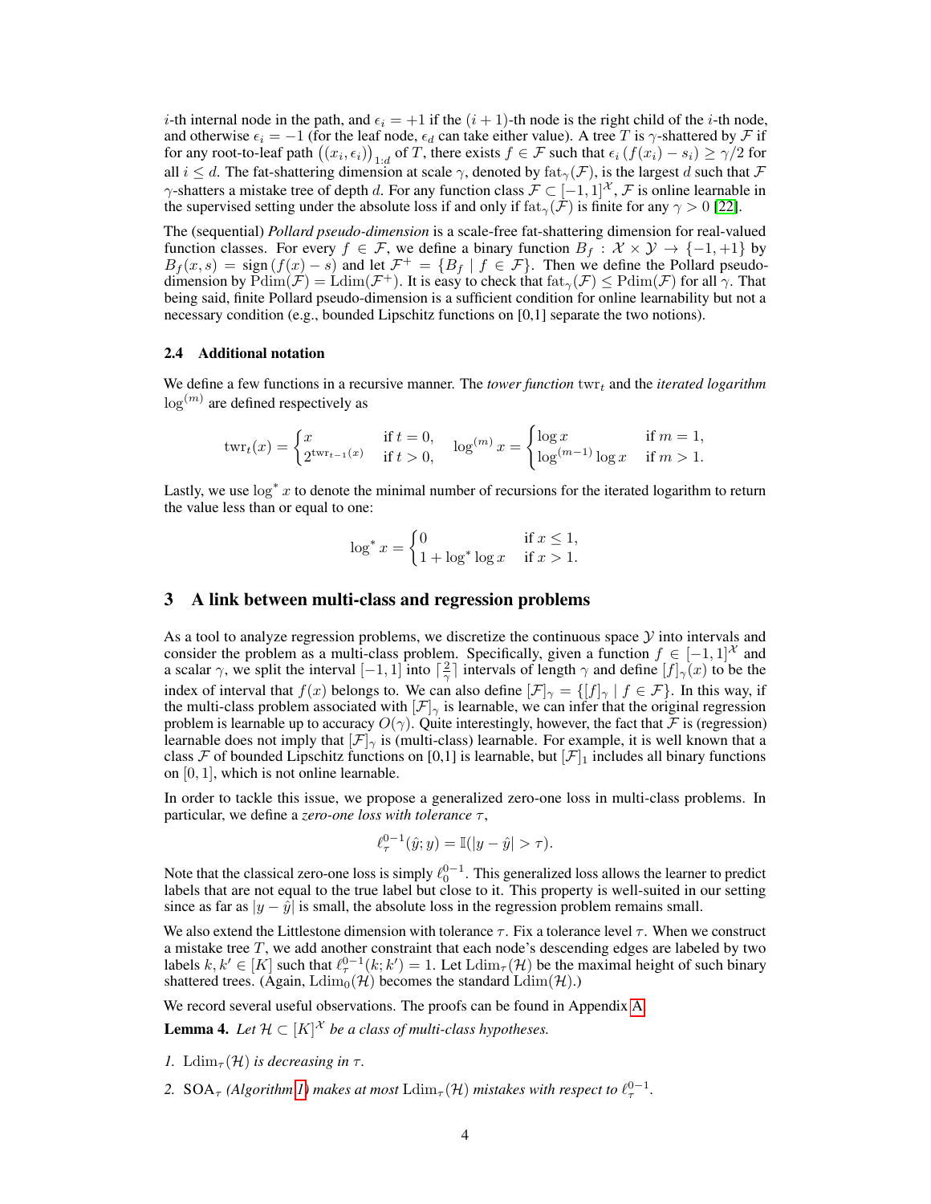$i$-th internal node in the path, and $\epsilon_i = +1$ if the $(i+1)$-th node is the right child of the $i$-th node, and otherwise $\epsilon_i = -1$ (for the leaf node, $\epsilon_d$ can take either value). A tree $T$ is $\gamma$-shattered by $\mathcal{F}$ if for any root-to-leaf path $\left((x_i, \epsilon_i)\right)_{1:d}$ of $T$, there exists $f \in \mathcal{F}$ such that $\epsilon_i \left(f(x_i) - s_i\right) \geq \gamma/2$ for all $i \leq d$. The fat-shattering dimension at scale $\gamma$, denoted by $\mathrm{fat}_\gamma(\mathcal{F})$, is the largest $d$ such that $\mathcal{F}$ $\gamma$-shatters a mistake tree of depth $d$. For any function class $\mathcal{F} \subset [-1, 1]^{\mathcal{X}}$, $\mathcal{F}$ is online learnable in the supervised setting under the absolute loss if and only if $\mathrm{fat}_\gamma(\mathcal{F})$ is finite for any $\gamma > 0$ [22].

The (sequential) *Pollard pseudo-dimension* is a scale-free fat-shattering dimension for real-valued function classes. For every $f \in \mathcal{F}$, we define a binary function $B_f : \mathcal{X} \times \mathcal{Y} \to \{-1, +1\}$ by $B_f(x, s) = \mathrm{sign}\left(f(x) - s\right)$ and let $\mathcal{F}^+ = \{B_f \mid f \in \mathcal{F}\}$. Then we define the Pollard pseudo-dimension by $\mathrm{Pdim}(\mathcal{F}) = \mathrm{Ldim}(\mathcal{F}^+)$. It is easy to check that $\mathrm{fat}_\gamma(\mathcal{F}) \leq \mathrm{Pdim}(\mathcal{F})$ for all $\gamma$. That being said, finite Pollard pseudo-dimension is a sufficient condition for online learnability but not a necessary condition (e.g., bounded Lipschitz functions on [0,1] separate the two notions).

### 2.4 Additional notation

We define a few functions in a recursive manner. The *tower function* $\mathrm{twr}_t$ and the *iterated logarithm* $\log^{(m)}$ are defined respectively as

$$\mathrm{twr}_t(x) = \begin{cases} x & \text{if } t = 0, \\ 2^{\mathrm{twr}_{t-1}(x)} & \text{if } t > 0, \end{cases} \quad \log^{(m)} x = \begin{cases} \log x & \text{if } m = 1, \\ \log^{(m-1)} \log x & \text{if } m > 1. \end{cases}$$

Lastly, we use $\log^* x$ to denote the minimal number of recursions for the iterated logarithm to return the value less than or equal to one:

$$\log^* x = \begin{cases} 0 & \text{if } x \leq 1, \\ 1 + \log^* \log x & \text{if } x > 1. \end{cases}$$

## 3 A link between multi-class and regression problems

As a tool to analyze regression problems, we discretize the continuous space $\mathcal{Y}$ into intervals and consider the problem as a multi-class problem. Specifically, given a function $f \in [-1, 1]^{\mathcal{X}}$ and a scalar $\gamma$, we split the interval $[-1, 1]$ into $\lceil \frac{2}{\gamma} \rceil$ intervals of length $\gamma$ and define $[f]_\gamma(x)$ to be the index of interval that $f(x)$ belongs to. We can also define $[\mathcal{F}]_\gamma = \{[f]_\gamma \mid f \in \mathcal{F}\}$. In this way, if the multi-class problem associated with $[\mathcal{F}]_\gamma$ is learnable, we can infer that the original regression problem is learnable up to accuracy $O(\gamma)$. Quite interestingly, however, the fact that $\mathcal{F}$ is (regression) learnable does not imply that $[\mathcal{F}]_\gamma$ is (multi-class) learnable. For example, it is well known that a class $\mathcal{F}$ of bounded Lipschitz functions on [0,1] is learnable, but $[\mathcal{F}]_1$ includes all binary functions on $[0, 1]$, which is not online learnable.

In order to tackle this issue, we propose a generalized zero-one loss in multi-class problems. In particular, we define a *zero-one loss with tolerance* $\tau$,

$$\ell_\tau^{0-1}(\hat{y}; y) = \mathbb{I}(|y - \hat{y}| > \tau).$$

Note that the classical zero-one loss is simply $\ell_0^{0-1}$. This generalized loss allows the learner to predict labels that are not equal to the true label but close to it. This property is well-suited in our setting since as far as $|y - \hat{y}|$ is small, the absolute loss in the regression problem remains small.

We also extend the Littlestone dimension with tolerance $\tau$. Fix a tolerance level $\tau$. When we construct a mistake tree $T$, we add another constraint that each node's descending edges are labeled by two labels $k, k' \in [K]$ such that $\ell_\tau^{0-1}(k; k') = 1$. Let $\mathrm{Ldim}_\tau(\mathcal{H})$ be the maximal height of such binary shattered trees. (Again, $\mathrm{Ldim}_0(\mathcal{H})$ becomes the standard $\mathrm{Ldim}(\mathcal{H})$.)

We record several useful observations. The proofs can be found in Appendix A.

**Lemma 4.** *Let $\mathcal{H} \subset [K]^{\mathcal{X}}$ be a class of multi-class hypotheses.*

1. *$\mathrm{Ldim}_\tau(\mathcal{H})$ is decreasing in $\tau$.*
2. *$\mathrm{SOA}_\tau$ (Algorithm 1) makes at most $\mathrm{Ldim}_\tau(\mathcal{H})$ mistakes with respect to $\ell_\tau^{0-1}$.*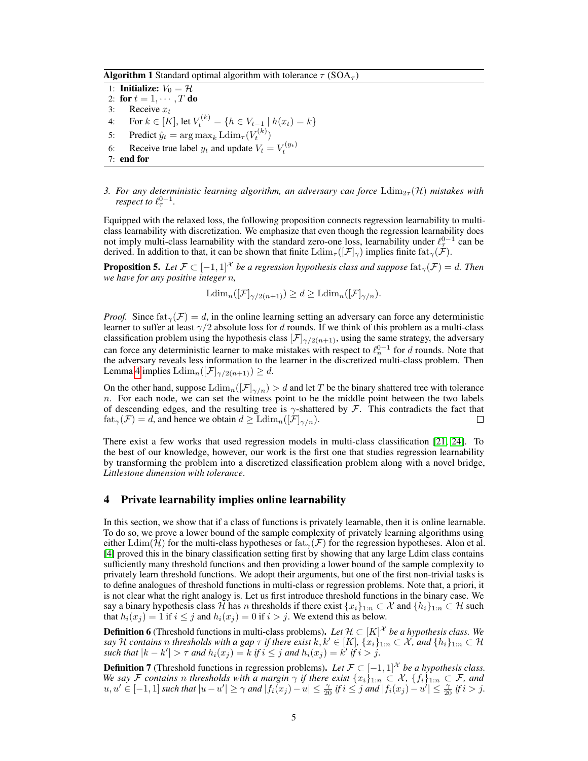**Algorithm 1** Standard optimal algorithm with tolerance $\tau$ ($\text{SOA}_\tau$)

```
1: Initialize: V_0 = H
2: for t = 1, ..., T do
3:    Receive x_t
4:    For k ∈ [K], let V_t^(k) = {h ∈ V_{t-1} | h(x_t) = k}
5:    Predict ŷ_t = argmax_k Ldim_τ(V_t^(k))
6:    Receive true label y_t and update V_t = V_t^(y_t)
7: end for
```

3. *For any deterministic learning algorithm, an adversary can force* $\text{Ldim}_{2\tau}(\mathcal{H})$ *mistakes with respect to* $\ell_\tau^{0-1}$.

Equipped with the relaxed loss, the following proposition connects regression learnability to multi-class learnability with discretization. We emphasize that even though the regression learnability does not imply multi-class learnability with the standard zero-one loss, learnability under $\ell_\tau^{0-1}$ can be derived. In addition to that, it can be shown that finite $\text{Ldim}_\tau([\mathcal{F}]_\gamma)$ implies finite $\text{fat}_\gamma(\mathcal{F})$.

**Proposition 5.** *Let* $\mathcal{F} \subset [-1,1]^\mathcal{X}$ *be a regression hypothesis class and suppose* $\text{fat}_\gamma(\mathcal{F}) = d$. *Then we have for any positive integer* $n$,

$$\text{Ldim}_n([\mathcal{F}]_{\gamma/2(n+1)}) \geq d \geq \text{Ldim}_n([\mathcal{F}]_{\gamma/n}).$$

*Proof.* Since $\text{fat}_\gamma(\mathcal{F}) = d$, in the online learning setting an adversary can force any deterministic learner to suffer at least $\gamma/2$ absolute loss for $d$ rounds. If we think of this problem as a multi-class classification problem using the hypothesis class $[\mathcal{F}]_{\gamma/2(n+1)}$, using the same strategy, the adversary can force any deterministic learner to make mistakes with respect to $\ell_n^{0-1}$ for $d$ rounds. Note that the adversary reveals less information to the learner in the discretized multi-class problem. Then Lemma 4 implies $\text{Ldim}_n([\mathcal{F}]_{\gamma/2(n+1)}) \geq d$.

On the other hand, suppose $\text{Ldim}_n([\mathcal{F}]_{\gamma/n}) > d$ and let $T$ be the binary shattered tree with tolerance $n$. For each node, we can set the witness point to be the middle point between the two labels of descending edges, and the resulting tree is $\gamma$-shattered by $\mathcal{F}$. This contradicts the fact that $\text{fat}_\gamma(\mathcal{F}) = d$, and hence we obtain $d \geq \text{Ldim}_n([\mathcal{F}]_{\gamma/n})$. $\square$

There exist a few works that used regression models in multi-class classification [21, 24]. To the best of our knowledge, however, our work is the first one that studies regression learnability by transforming the problem into a discretized classification problem along with a novel bridge, *Littlestone dimension with tolerance*.

## 4 Private learnability implies online learnability

In this section, we show that if a class of functions is privately learnable, then it is online learnable. To do so, we prove a lower bound of the sample complexity of privately learning algorithms using either $\text{Ldim}(\mathcal{H})$ for the multi-class hypotheses or $\text{fat}_\gamma(\mathcal{F})$ for the regression hypotheses. Alon et al. [4] proved this in the binary classification setting first by showing that any large Ldim class contains sufficiently many threshold functions and then providing a lower bound of the sample complexity to privately learn threshold functions. We adopt their arguments, but one of the first non-trivial tasks is to define analogues of threshold functions in multi-class or regression problems. Note that, a priori, it is not clear what the right analogy is. Let us first introduce threshold functions in the binary case. We say a binary hypothesis class $\mathcal{H}$ has $n$ thresholds if there exist $\{x_i\}_{1:n} \subset \mathcal{X}$ and $\{h_i\}_{1:n} \subset \mathcal{H}$ such that $h_i(x_j) = 1$ if $i \leq j$ and $h_i(x_j) = 0$ if $i > j$. We extend this as below.

**Definition 6** (Threshold functions in multi-class problems). *Let* $\mathcal{H} \subset [K]^\mathcal{X}$ *be a hypothesis class. We say* $\mathcal{H}$ *contains* $n$ *thresholds with a gap* $\tau$ *if there exist* $k, k' \in [K]$, $\{x_i\}_{1:n} \subset \mathcal{X}$, *and* $\{h_i\}_{1:n} \subset \mathcal{H}$ *such that* $|k - k'| > \tau$ *and* $h_i(x_j) = k$ *if* $i \leq j$ *and* $h_i(x_j) = k'$ *if* $i > j$.

**Definition 7** (Threshold functions in regression problems). *Let* $\mathcal{F} \subset [-1,1]^\mathcal{X}$ *be a hypothesis class. We say* $\mathcal{F}$ *contains* $n$ *thresholds with a margin* $\gamma$ *if there exist* $\{x_i\}_{1:n} \subset \mathcal{X}$, $\{f_i\}_{1:n} \subset \mathcal{F}$, *and* $u, u' \in [-1,1]$ *such that* $|u - u'| \geq \gamma$ *and* $|f_i(x_j) - u| \leq \frac{\gamma}{20}$ *if* $i \leq j$ *and* $|f_i(x_j) - u'| \leq \frac{\gamma}{20}$ *if* $i > j$.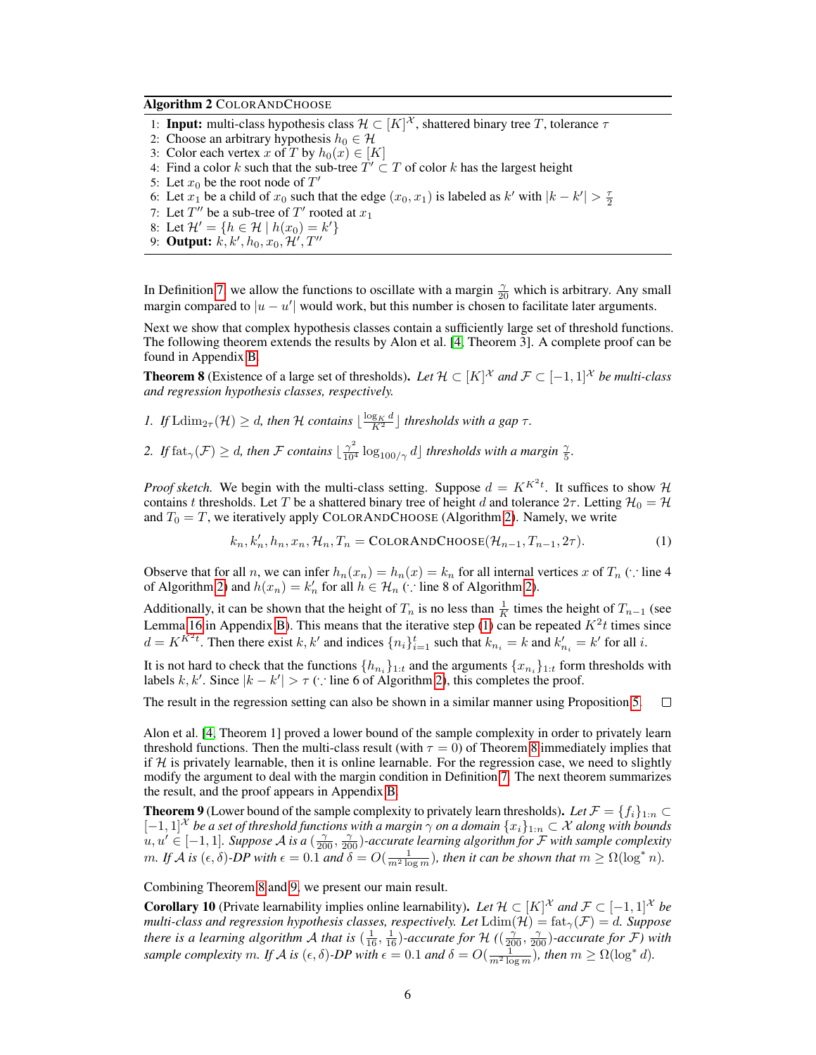**Algorithm 2** ColorAndChoose

```
1: Input: multi-class hypothesis class H ⊂ [K]^X, shattered binary tree T, tolerance τ
2: Choose an arbitrary hypothesis h_0 ∈ H
3: Color each vertex x of T by h_0(x) ∈ [K]
4: Find a color k such that the sub-tree T' ⊂ T of color k has the largest height
5: Let x_0 be the root node of T'
6: Let x_1 be a child of x_0 such that the edge (x_0, x_1) is labeled as k' with |k − k'| > τ/2
7: Let T'' be a sub-tree of T' rooted at x_1
8: Let H' = {h ∈ H | h(x_0) = k'}
9: Output: k, k', h_0, x_0, H', T''
```

In Definition 7, we allow the functions to oscillate with a margin $\frac{\gamma}{20}$ which is arbitrary. Any small margin compared to $|u - u'|$ would work, but this number is chosen to facilitate later arguments.

Next we show that complex hypothesis classes contain a sufficiently large set of threshold functions. The following theorem extends the results by Alon et al. [4, Theorem 3]. A complete proof can be found in Appendix B.

**Theorem 8** (Existence of a large set of thresholds). *Let $\mathcal{H} \subset [K]^{\mathcal{X}}$ and $\mathcal{F} \subset [-1, 1]^{\mathcal{X}}$ be multi-class and regression hypothesis classes, respectively.*

1. *If $\mathrm{Ldim}_{2\tau}(\mathcal{H}) \geq d$, then $\mathcal{H}$ contains $\lfloor \frac{\log_K d}{K^2} \rfloor$ thresholds with a gap $\tau$.*
2. *If $\mathrm{fat}_{\gamma}(\mathcal{F}) \geq d$, then $\mathcal{F}$ contains $\lfloor \frac{\gamma^2}{10^4} \log_{100/\gamma} d \rfloor$ thresholds with a margin $\frac{\gamma}{5}$.*

*Proof sketch.* We begin with the multi-class setting. Suppose $d = K^{K^2 t}$. It suffices to show $\mathcal{H}$ contains $t$ thresholds. Let $T$ be a shattered binary tree of height $d$ and tolerance $2\tau$. Letting $\mathcal{H}_0 = \mathcal{H}$ and $T_0 = T$, we iteratively apply ColorAndChoose (Algorithm 2). Namely, we write

$$k_n, k'_n, h_n, x_n, \mathcal{H}_n, T_n = \textsc{ColorAndChoose}(\mathcal{H}_{n-1}, T_{n-1}, 2\tau). \tag{1}$$

Observe that for all $n$, we can infer $h_n(x_n) = h_n(x) = k_n$ for all internal vertices $x$ of $T_n$ ($\because$ line 4 of Algorithm 2) and $h(x_n) = k'_n$ for all $h \in \mathcal{H}_n$ ($\because$ line 8 of Algorithm 2).

Additionally, it can be shown that the height of $T_n$ is no less than $\frac{1}{K}$ times the height of $T_{n-1}$ (see Lemma 16 in Appendix B). This means that the iterative step (1) can be repeated $K^2 t$ times since $d = K^{K^2 t}$. Then there exist $k, k'$ and indices $\{n_i\}_{i=1}^{t}$ such that $k_{n_i} = k$ and $k'_{n_i} = k'$ for all $i$.

It is not hard to check that the functions $\{h_{n_i}\}_{1:t}$ and the arguments $\{x_{n_i}\}_{1:t}$ form thresholds with labels $k, k'$. Since $|k - k'| > \tau$ ($\because$ line 6 of Algorithm 2), this completes the proof.

The result in the regression setting can also be shown in a similar manner using Proposition 5. $\square$

Alon et al. [4, Theorem 1] proved a lower bound of the sample complexity in order to privately learn threshold functions. Then the multi-class result (with $\tau = 0$) of Theorem 8 immediately implies that if $\mathcal{H}$ is privately learnable, then it is online learnable. For the regression case, we need to slightly modify the argument to deal with the margin condition in Definition 7. The next theorem summarizes the result, and the proof appears in Appendix B.

**Theorem 9** (Lower bound of the sample complexity to privately learn thresholds). *Let $\mathcal{F} = \{f_i\}_{1:n} \subset [-1, 1]^{\mathcal{X}}$ be a set of threshold functions with a margin $\gamma$ on a domain $\{x_i\}_{1:n} \subset \mathcal{X}$ along with bounds $u, u' \in [-1, 1]$. Suppose $\mathcal{A}$ is a $(\frac{\gamma}{200}, \frac{\gamma}{200})$-accurate learning algorithm for $\mathcal{F}$ with sample complexity $m$. If $\mathcal{A}$ is $(\epsilon, \delta)$-DP with $\epsilon = 0.1$ and $\delta = O(\frac{1}{m^2 \log m})$, then it can be shown that $m \geq \Omega(\log^* n)$.*

Combining Theorem 8 and 9, we present our main result.

**Corollary 10** (Private learnability implies online learnability). *Let $\mathcal{H} \subset [K]^{\mathcal{X}}$ and $\mathcal{F} \subset [-1, 1]^{\mathcal{X}}$ be multi-class and regression hypothesis classes, respectively. Let $\mathrm{Ldim}(\mathcal{H}) = \mathrm{fat}_{\gamma}(\mathcal{F}) = d$. Suppose there is a learning algorithm $\mathcal{A}$ that is $(\frac{1}{16}, \frac{1}{16})$-accurate for $\mathcal{H}$ ($(\frac{\gamma}{200}, \frac{\gamma}{200})$-accurate for $\mathcal{F}$) with sample complexity $m$. If $\mathcal{A}$ is $(\epsilon, \delta)$-DP with $\epsilon = 0.1$ and $\delta = O(\frac{1}{m^2 \log m})$, then $m \geq \Omega(\log^* d)$.*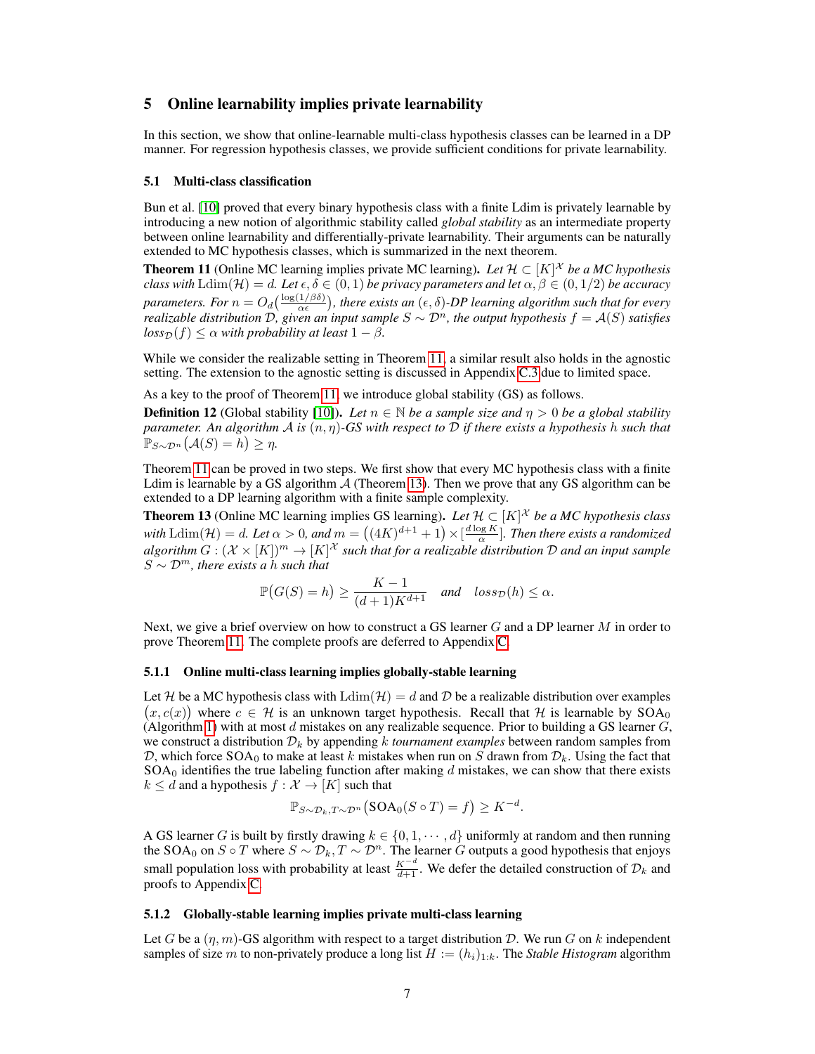## 5 Online learnability implies private learnability

In this section, we show that online-learnable multi-class hypothesis classes can be learned in a DP manner. For regression hypothesis classes, we provide sufficient conditions for private learnability.

### 5.1 Multi-class classification

Bun et al. [10] proved that every binary hypothesis class with a finite Ldim is privately learnable by introducing a new notion of algorithmic stability called *global stability* as an intermediate property between online learnability and differentially-private learnability. Their arguments can be naturally extended to MC hypothesis classes, which is summarized in the next theorem.

**Theorem 11** (Online MC learning implies private MC learning). *Let $\mathcal{H} \subset [K]^{\mathcal{X}}$ be a MC hypothesis class with $\mathrm{Ldim}(\mathcal{H}) = d$. Let $\epsilon, \delta \in (0,1)$ be privacy parameters and let $\alpha, \beta \in (0, 1/2)$ be accuracy parameters. For $n = O_d(\frac{\log(1/\beta\delta)}{\alpha\epsilon})$, there exists an $(\epsilon, \delta)$-DP learning algorithm such that for every realizable distribution $\mathcal{D}$, given an input sample $S \sim \mathcal{D}^n$, the output hypothesis $f = \mathcal{A}(S)$ satisfies $loss_{\mathcal{D}}(f) \leq \alpha$ with probability at least $1 - \beta$.*

While we consider the realizable setting in Theorem 11, a similar result also holds in the agnostic setting. The extension to the agnostic setting is discussed in Appendix C.3 due to limited space.

As a key to the proof of Theorem 11, we introduce global stability (GS) as follows.

**Definition 12** (Global stability [10]). *Let $n \in \mathbb{N}$ be a sample size and $\eta > 0$ be a global stability parameter. An algorithm $\mathcal{A}$ is $(n, \eta)$-GS with respect to $\mathcal{D}$ if there exists a hypothesis $h$ such that $\mathbb{P}_{S \sim \mathcal{D}^n}\big(\mathcal{A}(S) = h\big) \geq \eta$.*

Theorem 11 can be proved in two steps. We first show that every MC hypothesis class with a finite Ldim is learnable by a GS algorithm $\mathcal{A}$ (Theorem 13). Then we prove that any GS algorithm can be extended to a DP learning algorithm with a finite sample complexity.

**Theorem 13** (Online MC learning implies GS learning). *Let $\mathcal{H} \subset [K]^{\mathcal{X}}$ be a MC hypothesis class with $\mathrm{Ldim}(\mathcal{H}) = d$. Let $\alpha > 0$, and $m = \big((4K)^{d+1} + 1\big) \times [\frac{d \log K}{\alpha}]$. Then there exists a randomized algorithm $G : (\mathcal{X} \times [K])^m \to [K]^{\mathcal{X}}$ such that for a realizable distribution $\mathcal{D}$ and an input sample $S \sim \mathcal{D}^m$, there exists a $h$ such that*

$$\mathbb{P}\big(G(S) = h\big) \geq \frac{K-1}{(d+1)K^{d+1}} \quad \textit{and} \quad loss_{\mathcal{D}}(h) \leq \alpha.$$

Next, we give a brief overview on how to construct a GS learner $G$ and a DP learner $M$ in order to prove Theorem 11. The complete proofs are deferred to Appendix C.

#### 5.1.1 Online multi-class learning implies globally-stable learning

Let $\mathcal{H}$ be a MC hypothesis class with $\mathrm{Ldim}(\mathcal{H}) = d$ and $\mathcal{D}$ be a realizable distribution over examples $\big(x, c(x)\big)$ where $c \in \mathcal{H}$ is an unknown target hypothesis. Recall that $\mathcal{H}$ is learnable by $\mathrm{SOA}_0$ (Algorithm 1) with at most $d$ mistakes on any realizable sequence. Prior to building a GS learner $G$, we construct a distribution $\mathcal{D}_k$ by appending $k$ *tournament examples* between random samples from $\mathcal{D}$, which force $\mathrm{SOA}_0$ to make at least $k$ mistakes when run on $S$ drawn from $\mathcal{D}_k$. Using the fact that $\mathrm{SOA}_0$ identifies the true labeling function after making $d$ mistakes, we can show that there exists $k \leq d$ and a hypothesis $f : \mathcal{X} \to [K]$ such that

$$\mathbb{P}_{S \sim \mathcal{D}_k, T \sim \mathcal{D}^n}\big(\mathrm{SOA}_0(S \circ T) = f\big) \geq K^{-d}.$$

A GS learner $G$ is built by firstly drawing $k \in \{0, 1, \cdots, d\}$ uniformly at random and then running the $\mathrm{SOA}_0$ on $S \circ T$ where $S \sim \mathcal{D}_k, T \sim \mathcal{D}^n$. The learner $G$ outputs a good hypothesis that enjoys small population loss with probability at least $\frac{K^{-d}}{d+1}$. We defer the detailed construction of $\mathcal{D}_k$ and proofs to Appendix C.

#### 5.1.2 Globally-stable learning implies private multi-class learning

Let $G$ be a $(\eta, m)$-GS algorithm with respect to a target distribution $\mathcal{D}$. We run $G$ on $k$ independent samples of size $m$ to non-privately produce a long list $H := (h_i)_{1:k}$. The *Stable Histogram* algorithm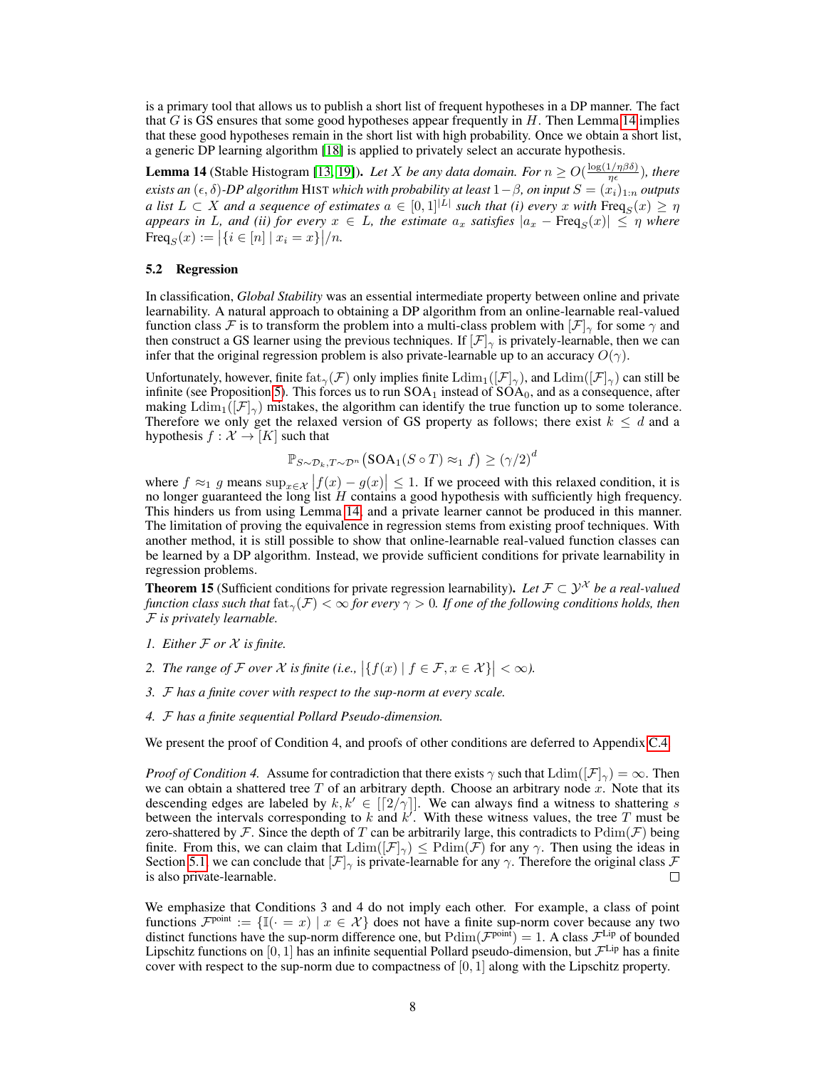is a primary tool that allows us to publish a short list of frequent hypotheses in a DP manner. The fact that $G$ is GS ensures that some good hypotheses appear frequently in $H$. Then Lemma 14 implies that these good hypotheses remain in the short list with high probability. Once we obtain a short list, a generic DP learning algorithm [18] is applied to privately select an accurate hypothesis.

**Lemma 14** (Stable Histogram [13, 19]). *Let $X$ be any data domain. For $n \geq O(\frac{\log(1/\eta\beta\delta)}{\eta\epsilon})$, there exists an $(\epsilon, \delta)$-DP algorithm* Hist *which with probability at least $1-\beta$, on input $S = (x_i)_{1:n}$ outputs a list $L \subset X$ and a sequence of estimates $a \in [0,1]^{|L|}$ such that (i) every $x$ with $\mathrm{Freq}_S(x) \geq \eta$ appears in $L$, and (ii) for every $x \in L$, the estimate $a_x$ satisfies $|a_x - \mathrm{Freq}_S(x)| \leq \eta$ where $\mathrm{Freq}_S(x) := \big|\{i \in [n] \mid x_i = x\}\big|/n$.*

### 5.2 Regression

In classification, *Global Stability* was an essential intermediate property between online and private learnability. A natural approach to obtaining a DP algorithm from an online-learnable real-valued function class $\mathcal{F}$ is to transform the problem into a multi-class problem with $[\mathcal{F}]_\gamma$ for some $\gamma$ and then construct a GS learner using the previous techniques. If $[\mathcal{F}]_\gamma$ is privately-learnable, then we can infer that the original regression problem is also private-learnable up to an accuracy $O(\gamma)$.

Unfortunately, however, finite $\mathrm{fat}_\gamma(\mathcal{F})$ only implies finite $\mathrm{Ldim}_1([\mathcal{F}]_\gamma)$, and $\mathrm{Ldim}([\mathcal{F}]_\gamma)$ can still be infinite (see Proposition 5). This forces us to run $\mathrm{SOA}_1$ instead of $\mathrm{SOA}_0$, and as a consequence, after making $\mathrm{Ldim}_1([\mathcal{F}]_\gamma)$ mistakes, the algorithm can identify the true function up to some tolerance. Therefore we only get the relaxed version of GS property as follows; there exist $k \leq d$ and a hypothesis $f : \mathcal{X} \to [K]$ such that

$$\mathbb{P}_{S \sim \mathcal{D}_k, T \sim \mathcal{D}^n}\big(\mathrm{SOA}_1(S \circ T) \approx_1 f\big) \geq (\gamma/2)^d$$

where $f \approx_1 g$ means $\sup_{x \in \mathcal{X}} \big|f(x) - g(x)\big| \leq 1$. If we proceed with this relaxed condition, it is no longer guaranteed the long list $H$ contains a good hypothesis with sufficiently high frequency. This hinders us from using Lemma 14, and a private learner cannot be produced in this manner. The limitation of proving the equivalence in regression stems from existing proof techniques. With another method, it is still possible to show that online-learnable real-valued function classes can be learned by a DP algorithm. Instead, we provide sufficient conditions for private learnability in regression problems.

**Theorem 15** (Sufficient conditions for private regression learnability). *Let $\mathcal{F} \subset \mathcal{Y}^{\mathcal{X}}$ be a real-valued function class such that $\mathrm{fat}_\gamma(\mathcal{F}) < \infty$ for every $\gamma > 0$. If one of the following conditions holds, then $\mathcal{F}$ is privately learnable.*

1. *Either $\mathcal{F}$ or $\mathcal{X}$ is finite.*
2. *The range of $\mathcal{F}$ over $\mathcal{X}$ is finite (i.e., $\big|\{f(x) \mid f \in \mathcal{F}, x \in \mathcal{X}\}\big| < \infty$).*
3. *$\mathcal{F}$ has a finite cover with respect to the sup-norm at every scale.*
4. *$\mathcal{F}$ has a finite sequential Pollard Pseudo-dimension.*

We present the proof of Condition 4, and proofs of other conditions are deferred to Appendix C.4.

*Proof of Condition 4.* Assume for contradiction that there exists $\gamma$ such that $\mathrm{Ldim}([\mathcal{F}]_\gamma) = \infty$. Then we can obtain a shattered tree $T$ of an arbitrary depth. Choose an arbitrary node $x$. Note that its descending edges are labeled by $k, k' \in [\lceil 2/\gamma \rceil]$. We can always find a witness to shattering $s$ between the intervals corresponding to $k$ and $k'$. With these witness values, the tree $T$ must be zero-shattered by $\mathcal{F}$. Since the depth of $T$ can be arbitrarily large, this contradicts to $\mathrm{Pdim}(\mathcal{F})$ being finite. From this, we can claim that $\mathrm{Ldim}([\mathcal{F}]_\gamma) \leq \mathrm{Pdim}(\mathcal{F})$ for any $\gamma$. Then using the ideas in Section 5.1, we can conclude that $[\mathcal{F}]_\gamma$ is private-learnable for any $\gamma$. Therefore the original class $\mathcal{F}$ is also private-learnable. □

We emphasize that Conditions 3 and 4 do not imply each other. For example, a class of point functions $\mathcal{F}^{\mathrm{point}} := \{\mathbb{I}(\cdot = x) \mid x \in \mathcal{X}\}$ does not have a finite sup-norm cover because any two distinct functions have the sup-norm difference one, but $\mathrm{Pdim}(\mathcal{F}^{\mathrm{point}}) = 1$. A class $\mathcal{F}^{\mathrm{Lip}}$ of bounded Lipschitz functions on $[0,1]$ has an infinite sequential Pollard pseudo-dimension, but $\mathcal{F}^{\mathrm{Lip}}$ has a finite cover with respect to the sup-norm due to compactness of $[0,1]$ along with the Lipschitz property.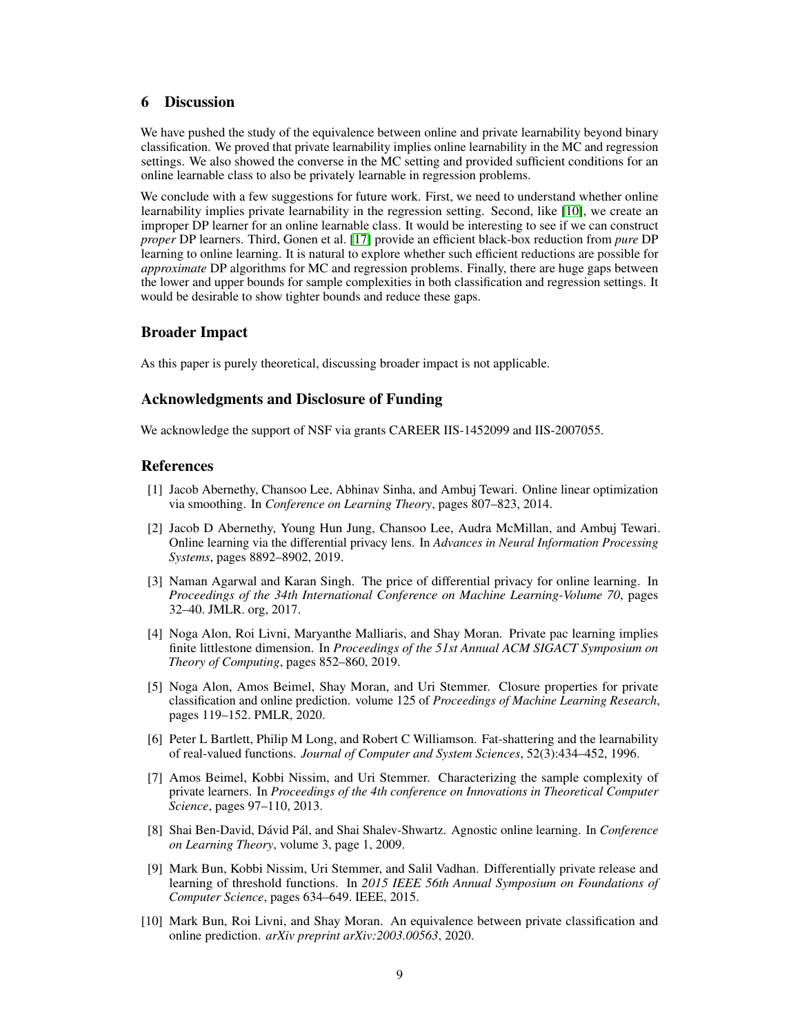## 6 Discussion

We have pushed the study of the equivalence between online and private learnability beyond binary classification. We proved that private learnability implies online learnability in the MC and regression settings. We also showed the converse in the MC setting and provided sufficient conditions for an online learnable class to also be privately learnable in regression problems.

We conclude with a few suggestions for future work. First, we need to understand whether online learnability implies private learnability in the regression setting. Second, like [10], we create an improper DP learner for an online learnable class. It would be interesting to see if we can construct *proper* DP learners. Third, Gonen et al. [17] provide an efficient black-box reduction from *pure* DP learning to online learning. It is natural to explore whether such efficient reductions are possible for *approximate* DP algorithms for MC and regression problems. Finally, there are huge gaps between the lower and upper bounds for sample complexities in both classification and regression settings. It would be desirable to show tighter bounds and reduce these gaps.

## Broader Impact

As this paper is purely theoretical, discussing broader impact is not applicable.

## Acknowledgments and Disclosure of Funding

We acknowledge the support of NSF via grants CAREER IIS-1452099 and IIS-2007055.

## References

[1] Jacob Abernethy, Chansoo Lee, Abhinav Sinha, and Ambuj Tewari. Online linear optimization via smoothing. In *Conference on Learning Theory*, pages 807–823, 2014.

[2] Jacob D Abernethy, Young Hun Jung, Chansoo Lee, Audra McMillan, and Ambuj Tewari. Online learning via the differential privacy lens. In *Advances in Neural Information Processing Systems*, pages 8892–8902, 2019.

[3] Naman Agarwal and Karan Singh. The price of differential privacy for online learning. In *Proceedings of the 34th International Conference on Machine Learning-Volume 70*, pages 32–40. JMLR. org, 2017.

[4] Noga Alon, Roi Livni, Maryanthe Malliaris, and Shay Moran. Private pac learning implies finite littlestone dimension. In *Proceedings of the 51st Annual ACM SIGACT Symposium on Theory of Computing*, pages 852–860, 2019.

[5] Noga Alon, Amos Beimel, Shay Moran, and Uri Stemmer. Closure properties for private classification and online prediction. volume 125 of *Proceedings of Machine Learning Research*, pages 119–152. PMLR, 2020.

[6] Peter L Bartlett, Philip M Long, and Robert C Williamson. Fat-shattering and the learnability of real-valued functions. *Journal of Computer and System Sciences*, 52(3):434–452, 1996.

[7] Amos Beimel, Kobbi Nissim, and Uri Stemmer. Characterizing the sample complexity of private learners. In *Proceedings of the 4th conference on Innovations in Theoretical Computer Science*, pages 97–110, 2013.

[8] Shai Ben-David, Dávid Pál, and Shai Shalev-Shwartz. Agnostic online learning. In *Conference on Learning Theory*, volume 3, page 1, 2009.

[9] Mark Bun, Kobbi Nissim, Uri Stemmer, and Salil Vadhan. Differentially private release and learning of threshold functions. In *2015 IEEE 56th Annual Symposium on Foundations of Computer Science*, pages 634–649. IEEE, 2015.

[10] Mark Bun, Roi Livni, and Shay Moran. An equivalence between private classification and online prediction. *arXiv preprint arXiv:2003.00563*, 2020.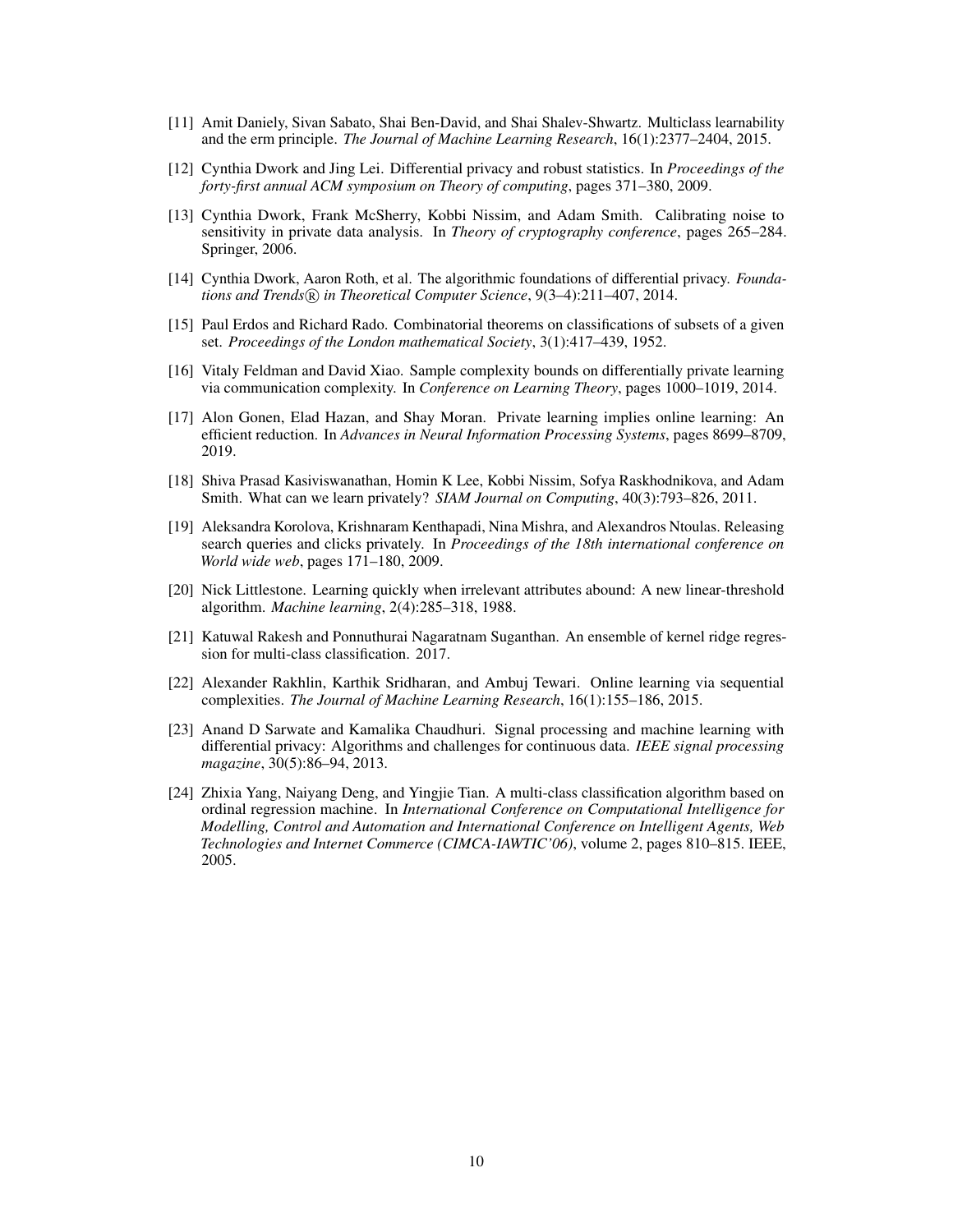[11] Amit Daniely, Sivan Sabato, Shai Ben-David, and Shai Shalev-Shwartz. Multiclass learnability and the erm principle. *The Journal of Machine Learning Research*, 16(1):2377–2404, 2015.

[12] Cynthia Dwork and Jing Lei. Differential privacy and robust statistics. In *Proceedings of the forty-first annual ACM symposium on Theory of computing*, pages 371–380, 2009.

[13] Cynthia Dwork, Frank McSherry, Kobbi Nissim, and Adam Smith. Calibrating noise to sensitivity in private data analysis. In *Theory of cryptography conference*, pages 265–284. Springer, 2006.

[14] Cynthia Dwork, Aaron Roth, et al. The algorithmic foundations of differential privacy. *Foundations and Trends® in Theoretical Computer Science*, 9(3–4):211–407, 2014.

[15] Paul Erdos and Richard Rado. Combinatorial theorems on classifications of subsets of a given set. *Proceedings of the London mathematical Society*, 3(1):417–439, 1952.

[16] Vitaly Feldman and David Xiao. Sample complexity bounds on differentially private learning via communication complexity. In *Conference on Learning Theory*, pages 1000–1019, 2014.

[17] Alon Gonen, Elad Hazan, and Shay Moran. Private learning implies online learning: An efficient reduction. In *Advances in Neural Information Processing Systems*, pages 8699–8709, 2019.

[18] Shiva Prasad Kasiviswanathan, Homin K Lee, Kobbi Nissim, Sofya Raskhodnikova, and Adam Smith. What can we learn privately? *SIAM Journal on Computing*, 40(3):793–826, 2011.

[19] Aleksandra Korolova, Krishnaram Kenthapadi, Nina Mishra, and Alexandros Ntoulas. Releasing search queries and clicks privately. In *Proceedings of the 18th international conference on World wide web*, pages 171–180, 2009.

[20] Nick Littlestone. Learning quickly when irrelevant attributes abound: A new linear-threshold algorithm. *Machine learning*, 2(4):285–318, 1988.

[21] Katuwal Rakesh and Ponnuthurai Nagaratnam Suganthan. An ensemble of kernel ridge regression for multi-class classification. 2017.

[22] Alexander Rakhlin, Karthik Sridharan, and Ambuj Tewari. Online learning via sequential complexities. *The Journal of Machine Learning Research*, 16(1):155–186, 2015.

[23] Anand D Sarwate and Kamalika Chaudhuri. Signal processing and machine learning with differential privacy: Algorithms and challenges for continuous data. *IEEE signal processing magazine*, 30(5):86–94, 2013.

[24] Zhixia Yang, Naiyang Deng, and Yingjie Tian. A multi-class classification algorithm based on ordinal regression machine. In *International Conference on Computational Intelligence for Modelling, Control and Automation and International Conference on Intelligent Agents, Web Technologies and Internet Commerce (CIMCA-IAWTIC'06)*, volume 2, pages 810–815. IEEE, 2005.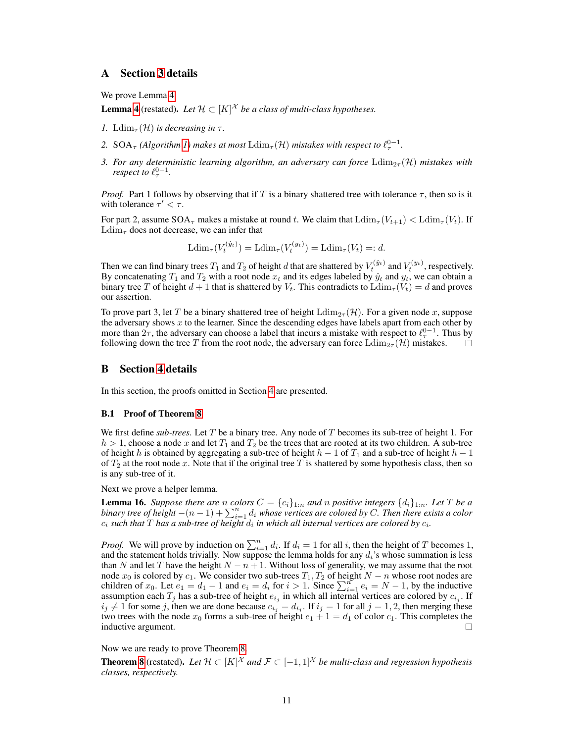# A Section 3 details

We prove Lemma 4.

**Lemma 4** (restated). *Let $\mathcal{H} \subset [K]^{\mathcal{X}}$ be a class of multi-class hypotheses.*

1. *$\mathrm{Ldim}_\tau(\mathcal{H})$ is decreasing in $\tau$.*
2. *$\mathrm{SOA}_\tau$ (Algorithm 1) makes at most $\mathrm{Ldim}_\tau(\mathcal{H})$ mistakes with respect to $\ell_\tau^{0-1}$.*
3. *For any deterministic learning algorithm, an adversary can force $\mathrm{Ldim}_{2\tau}(\mathcal{H})$ mistakes with respect to $\ell_\tau^{0-1}$.*

*Proof.* Part 1 follows by observing that if $T$ is a binary shattered tree with tolerance $\tau$, then so is it with tolerance $\tau' < \tau$.

For part 2, assume $\mathrm{SOA}_\tau$ makes a mistake at round $t$. We claim that $\mathrm{Ldim}_\tau(V_{t+1}) < \mathrm{Ldim}_\tau(V_t)$. If $\mathrm{Ldim}_\tau$ does not decrease, we can infer that

$$\mathrm{Ldim}_\tau(V_t^{(\hat{y}_t)}) = \mathrm{Ldim}_\tau(V_t^{(y_t)}) = \mathrm{Ldim}_\tau(V_t) =: d.$$

Then we can find binary trees $T_1$ and $T_2$ of height $d$ that are shattered by $V_t^{(\hat{y}_t)}$ and $V_t^{(y_t)}$, respectively. By concatenating $T_1$ and $T_2$ with a root node $x_t$ and its edges labeled by $\hat{y}_t$ and $y_t$, we can obtain a binary tree $T$ of height $d+1$ that is shattered by $V_t$. This contradicts to $\mathrm{Ldim}_\tau(V_t) = d$ and proves our assertion.

To prove part 3, let $T$ be a binary shattered tree of height $\mathrm{Ldim}_{2\tau}(\mathcal{H})$. For a given node $x$, suppose the adversary shows $x$ to the learner. Since the descending edges have labels apart from each other by more than $2\tau$, the adversary can choose a label that incurs a mistake with respect to $\ell_\tau^{0-1}$. Thus by following down the tree $T$ from the root node, the adversary can force $\mathrm{Ldim}_{2\tau}(\mathcal{H})$ mistakes. □

# B Section 4 details

In this section, the proofs omitted in Section 4 are presented.

## B.1 Proof of Theorem 8

We first define *sub-trees*. Let $T$ be a binary tree. Any node of $T$ becomes its sub-tree of height 1. For $h > 1$, choose a node $x$ and let $T_1$ and $T_2$ be the trees that are rooted at its two children. A sub-tree of height $h$ is obtained by aggregating a sub-tree of height $h-1$ of $T_1$ and a sub-tree of height $h-1$ of $T_2$ at the root node $x$. Note that if the original tree $T$ is shattered by some hypothesis class, then so is any sub-tree of it.

Next we prove a helper lemma.

**Lemma 16.** *Suppose there are $n$ colors $C = \{c_i\}_{1:n}$ and $n$ positive integers $\{d_i\}_{1:n}$. Let $T$ be a binary tree of height $-(n-1) + \sum_{i=1}^n d_i$ whose vertices are colored by $C$. Then there exists a color $c_i$ such that $T$ has a sub-tree of height $d_i$ in which all internal vertices are colored by $c_i$.*

*Proof.* We will prove by induction on $\sum_{i=1}^n d_i$. If $d_i = 1$ for all $i$, then the height of $T$ becomes 1, and the statement holds trivially. Now suppose the lemma holds for any $d_i$'s whose summation is less than $N$ and let $T$ have the height $N - n + 1$. Without loss of generality, we may assume that the root node $x_0$ is colored by $c_1$. We consider two sub-trees $T_1, T_2$ of height $N - n$ whose root nodes are children of $x_0$. Let $e_1 = d_1 - 1$ and $e_i = d_i$ for $i > 1$. Since $\sum_{i=1}^n e_i = N - 1$, by the inductive assumption each $T_j$ has a sub-tree of height $e_{i_j}$ in which all internal vertices are colored by $c_{i_j}$. If $i_j \neq 1$ for some $j$, then we are done because $e_{i_j} = d_{i_j}$. If $i_j = 1$ for all $j = 1, 2$, then merging these two trees with the node $x_0$ forms a sub-tree of height $e_1 + 1 = d_1$ of color $c_1$. This completes the inductive argument. □

Now we are ready to prove Theorem 8.

**Theorem 8** (restated). *Let $\mathcal{H} \subset [K]^{\mathcal{X}}$ and $\mathcal{F} \subset [-1, 1]^{\mathcal{X}}$ be multi-class and regression hypothesis classes, respectively.*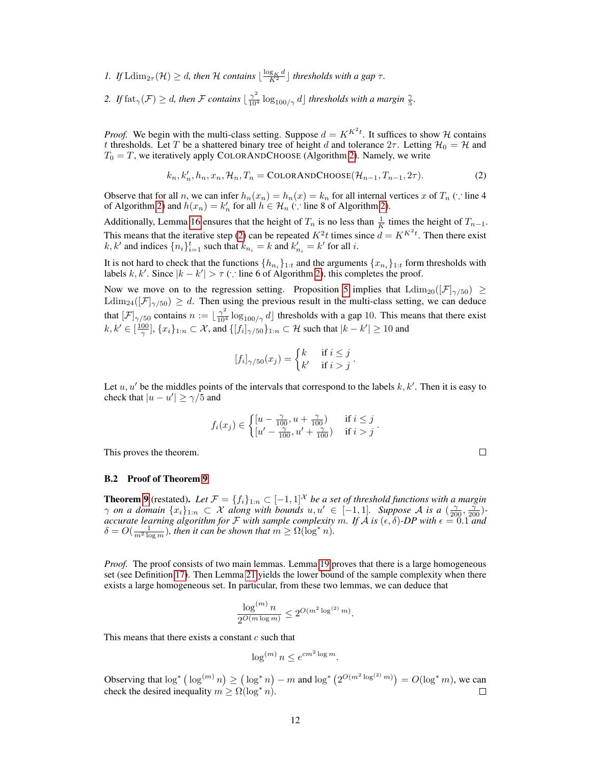1. *If* $\mathrm{Ldim}_{2\tau}(\mathcal{H}) \geq d$*, then* $\mathcal{H}$ *contains* $\lfloor \frac{\log_K d}{K^2} \rfloor$ *thresholds with a gap* $\tau$*.*
2. *If* $\mathrm{fat}_\gamma(\mathcal{F}) \geq d$*, then* $\mathcal{F}$ *contains* $\lfloor \frac{\gamma^2}{10^4} \log_{100/\gamma} d \rfloor$ *thresholds with a margin* $\frac{\gamma}{5}$*.*

*Proof.* We begin with the multi-class setting. Suppose $d = K^{K^2 t}$. It suffices to show $\mathcal{H}$ contains $t$ thresholds. Let $T$ be a shattered binary tree of height $d$ and tolerance $2\tau$. Letting $\mathcal{H}_0 = \mathcal{H}$ and $T_0 = T$, we iteratively apply ColorAndChoose (Algorithm 2). Namely, we write

$$k_n, k'_n, h_n, x_n, \mathcal{H}_n, T_n = \textsc{ColorAndChoose}(\mathcal{H}_{n-1}, T_{n-1}, 2\tau). \tag{2}$$

Observe that for all $n$, we can infer $h_n(x_n) = h_n(x) = k_n$ for all internal vertices $x$ of $T_n$ ($\because$ line 4 of Algorithm 2) and $h(x_n) = k'_n$ for all $h \in \mathcal{H}_n$ ($\because$ line 8 of Algorithm 2).

Additionally, Lemma 16 ensures that the height of $T_n$ is no less than $\frac{1}{K}$ times the height of $T_{n-1}$. This means that the iterative step (2) can be repeated $K^2 t$ times since $d = K^{K^2 t}$. Then there exist $k, k'$ and indices $\{n_i\}_{i=1}^t$ such that $k_{n_i} = k$ and $k'_{n_i} = k'$ for all $i$.

It is not hard to check that the functions $\{h_{n_i}\}_{1:t}$ and the arguments $\{x_{n_i}\}_{1:t}$ form thresholds with labels $k, k'$. Since $|k - k'| > \tau$ ($\because$ line 6 of Algorithm 2), this completes the proof.

Now we move on to the regression setting. Proposition 5 implies that $\mathrm{Ldim}_{20}([\mathcal{F}]_{\gamma/50}) \geq \mathrm{Ldim}_{24}([\mathcal{F}]_{\gamma/50}) \geq d$. Then using the previous result in the multi-class setting, we can deduce that $[\mathcal{F}]_{\gamma/50}$ contains $n := \lfloor \frac{\gamma^2}{10^4} \log_{100/\gamma} d \rfloor$ thresholds with a gap 10. This means that there exist $k, k' \in [\frac{100}{\gamma}]$, $\{x_i\}_{1:n} \subset \mathcal{X}$, and $\{[f_i]_{\gamma/50}\}_{1:n} \subset \mathcal{H}$ such that $|k - k'| \geq 10$ and

$$[f_i]_{\gamma/50}(x_j) = \begin{cases} k & \text{if } i \leq j \\ k' & \text{if } i > j \end{cases}.$$

Let $u, u'$ be the middles points of the intervals that correspond to the labels $k, k'$. Then it is easy to check that $|u - u'| \geq \gamma/5$ and

$$f_i(x_j) \in \begin{cases} [u - \frac{\gamma}{100}, u + \frac{\gamma}{100}) & \text{if } i \leq j \\ [u' - \frac{\gamma}{100}, u' + \frac{\gamma}{100}) & \text{if } i > j \end{cases}.$$

This proves the theorem. ∎

### B.2 Proof of Theorem 9

**Theorem 9** (restated). *Let* $\mathcal{F} = \{f_i\}_{1:n} \subset [-1,1]^{\mathcal{X}}$ *be a set of threshold functions with a margin* $\gamma$ *on a domain* $\{x_i\}_{1:n} \subset \mathcal{X}$ *along with bounds* $u, u' \in [-1,1]$*. Suppose* $\mathcal{A}$ *is a* $(\frac{\gamma}{200}, \frac{\gamma}{200})$*-accurate learning algorithm for* $\mathcal{F}$ *with sample complexity* $m$*. If* $\mathcal{A}$ *is* $(\epsilon, \delta)$*-DP with* $\epsilon = 0.1$ *and* $\delta = O(\frac{1}{m^2 \log m})$*, then it can be shown that* $m \geq \Omega(\log^* n)$*.*

*Proof.* The proof consists of two main lemmas. Lemma 19 proves that there is a large homogeneous set (see Definition 17). Then Lemma 21 yields the lower bound of the sample complexity when there exists a large homogeneous set. In particular, from these two lemmas, we can deduce that

$$\frac{\log^{(m)} n}{2^{O(m \log m)}} \leq 2^{O(m^2 \log^{(2)} m)}.$$

This means that there exists a constant $c$ such that

$$\log^{(m)} n \leq e^{cm^2 \log m}.$$

Observing that $\log^* \left( \log^{(m)} n \right) \geq \left( \log^* n \right) - m$ and $\log^* \left( 2^{O(m^2 \log^{(2)} m)} \right) = O(\log^* m)$, we can check the desired inequality $m \geq \Omega(\log^* n)$. ∎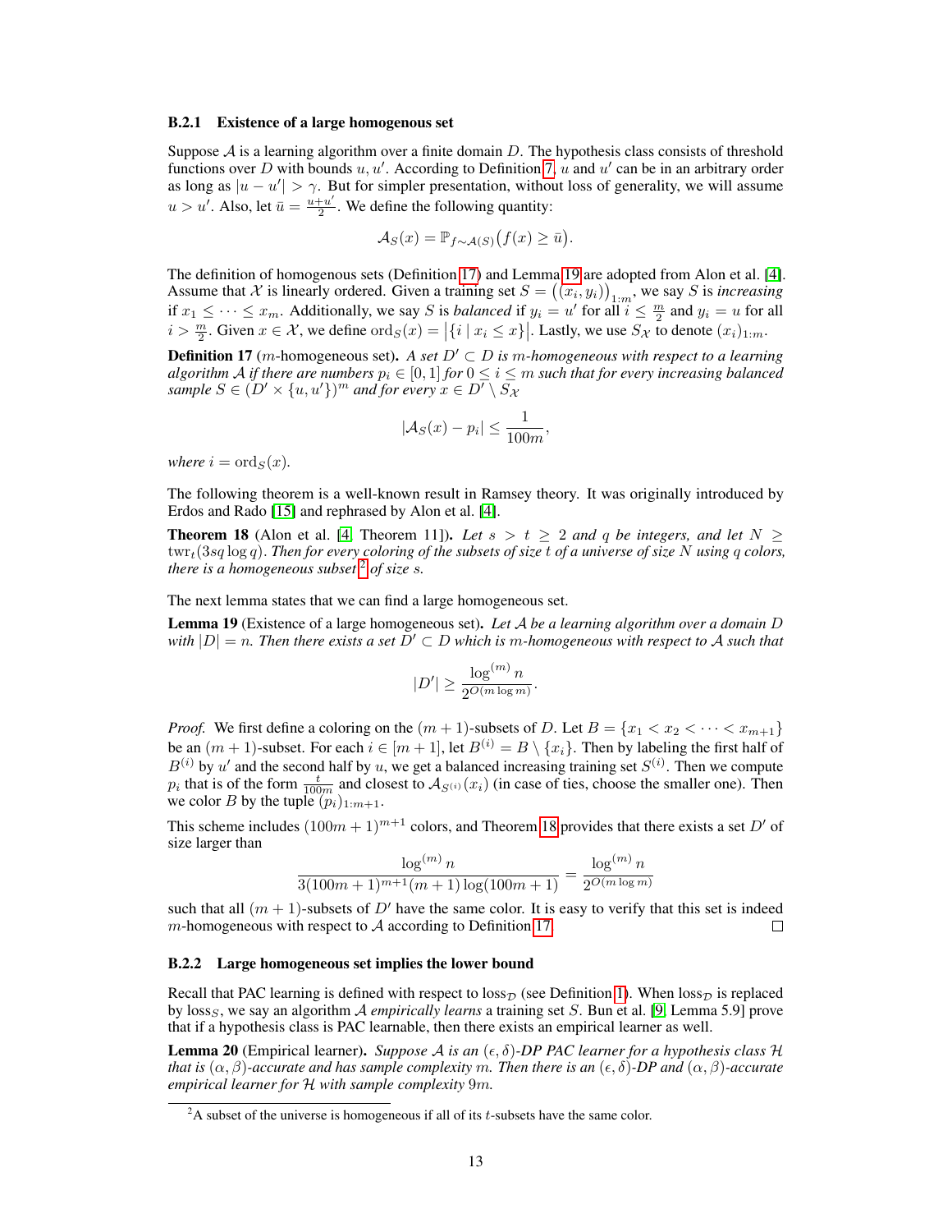### B.2.1 Existence of a large homogenous set

Suppose $\mathcal{A}$ is a learning algorithm over a finite domain $D$. The hypothesis class consists of threshold functions over $D$ with bounds $u, u'$. According to Definition 7, $u$ and $u'$ can be in an arbitrary order as long as $|u - u'| > \gamma$. But for simpler presentation, without loss of generality, we will assume $u > u'$. Also, let $\bar{u} = \frac{u+u'}{2}$. We define the following quantity:

$$\mathcal{A}_S(x) = \mathbb{P}_{f \sim \mathcal{A}(S)}\big(f(x) \geq \bar{u}\big).$$

The definition of homogenous sets (Definition 17) and Lemma 19 are adopted from Alon et al. [4]. Assume that $\mathcal{X}$ is linearly ordered. Given a training set $S = \big((x_i, y_i)\big)_{1:m}$, we say $S$ is *increasing* if $x_1 \leq \cdots \leq x_m$. Additionally, we say $S$ is *balanced* if $y_i = u'$ for all $i \leq \frac{m}{2}$ and $y_i = u$ for all $i > \frac{m}{2}$. Given $x \in \mathcal{X}$, we define $\mathrm{ord}_S(x) = \big|\{i \mid x_i \leq x\}\big|$. Lastly, we use $S_{\mathcal{X}}$ to denote $(x_i)_{1:m}$.

**Definition 17** ($m$-homogeneous set)**.** *A set $D' \subset D$ is $m$-homogeneous with respect to a learning algorithm $\mathcal{A}$ if there are numbers $p_i \in [0, 1]$ for $0 \leq i \leq m$ such that for every increasing balanced sample $S \in (D' \times \{u, u'\})^m$ and for every $x \in D' \setminus S_{\mathcal{X}}$*

$$|\mathcal{A}_S(x) - p_i| \leq \frac{1}{100m},$$

*where $i = \mathrm{ord}_S(x)$.*

The following theorem is a well-known result in Ramsey theory. It was originally introduced by Erdos and Rado [15] and rephrased by Alon et al. [4].

**Theorem 18** (Alon et al. [4, Theorem 11])**.** *Let $s > t \geq 2$ and $q$ be integers, and let $N \geq \mathrm{twr}_t(3sq \log q)$. Then for every coloring of the subsets of size $t$ of a universe of size $N$ using $q$ colors, there is a homogeneous subset[2] of size $s$.*

The next lemma states that we can find a large homogeneous set.

**Lemma 19** (Existence of a large homogeneous set)**.** *Let $\mathcal{A}$ be a learning algorithm over a domain $D$ with $|D| = n$. Then there exists a set $D' \subset D$ which is $m$-homogeneous with respect to $\mathcal{A}$ such that*

$$|D'| \geq \frac{\log^{(m)} n}{2^{O(m \log m)}}.$$

*Proof.* We first define a coloring on the $(m+1)$-subsets of $D$. Let $B = \{x_1 < x_2 < \cdots < x_{m+1}\}$ be an $(m+1)$-subset. For each $i \in [m+1]$, let $B^{(i)} = B \setminus \{x_i\}$. Then by labeling the first half of $B^{(i)}$ by $u'$ and the second half by $u$, we get a balanced increasing training set $S^{(i)}$. Then we compute $p_i$ that is of the form $\frac{t}{100m}$ and closest to $\mathcal{A}_{S^{(i)}}(x_i)$ (in case of ties, choose the smaller one). Then we color $B$ by the tuple $(p_i)_{1:m+1}$.

This scheme includes $(100m + 1)^{m+1}$ colors, and Theorem 18 provides that there exists a set $D'$ of size larger than

$$\frac{\log^{(m)} n}{3(100m + 1)^{m+1}(m+1)\log(100m + 1)} = \frac{\log^{(m)} n}{2^{O(m \log m)}}$$

such that all $(m+1)$-subsets of $D'$ have the same color. It is easy to verify that this set is indeed $m$-homogeneous with respect to $\mathcal{A}$ according to Definition 17. □

### B.2.2 Large homogeneous set implies the lower bound

Recall that PAC learning is defined with respect to $\mathrm{loss}_{\mathcal{D}}$ (see Definition 1). When $\mathrm{loss}_{\mathcal{D}}$ is replaced by $\mathrm{loss}_S$, we say an algorithm $\mathcal{A}$ *empirically learns* a training set $S$. Bun et al. [9, Lemma 5.9] prove that if a hypothesis class is PAC learnable, then there exists an empirical learner as well.

**Lemma 20** (Empirical learner)**.** *Suppose $\mathcal{A}$ is an $(\epsilon, \delta)$-DP PAC learner for a hypothesis class $\mathcal{H}$ that is $(\alpha, \beta)$-accurate and has sample complexity $m$. Then there is an $(\epsilon, \delta)$-DP and $(\alpha, \beta)$-accurate empirical learner for $\mathcal{H}$ with sample complexity $9m$.*

[2] A subset of the universe is homogeneous if all of its $t$-subsets have the same color.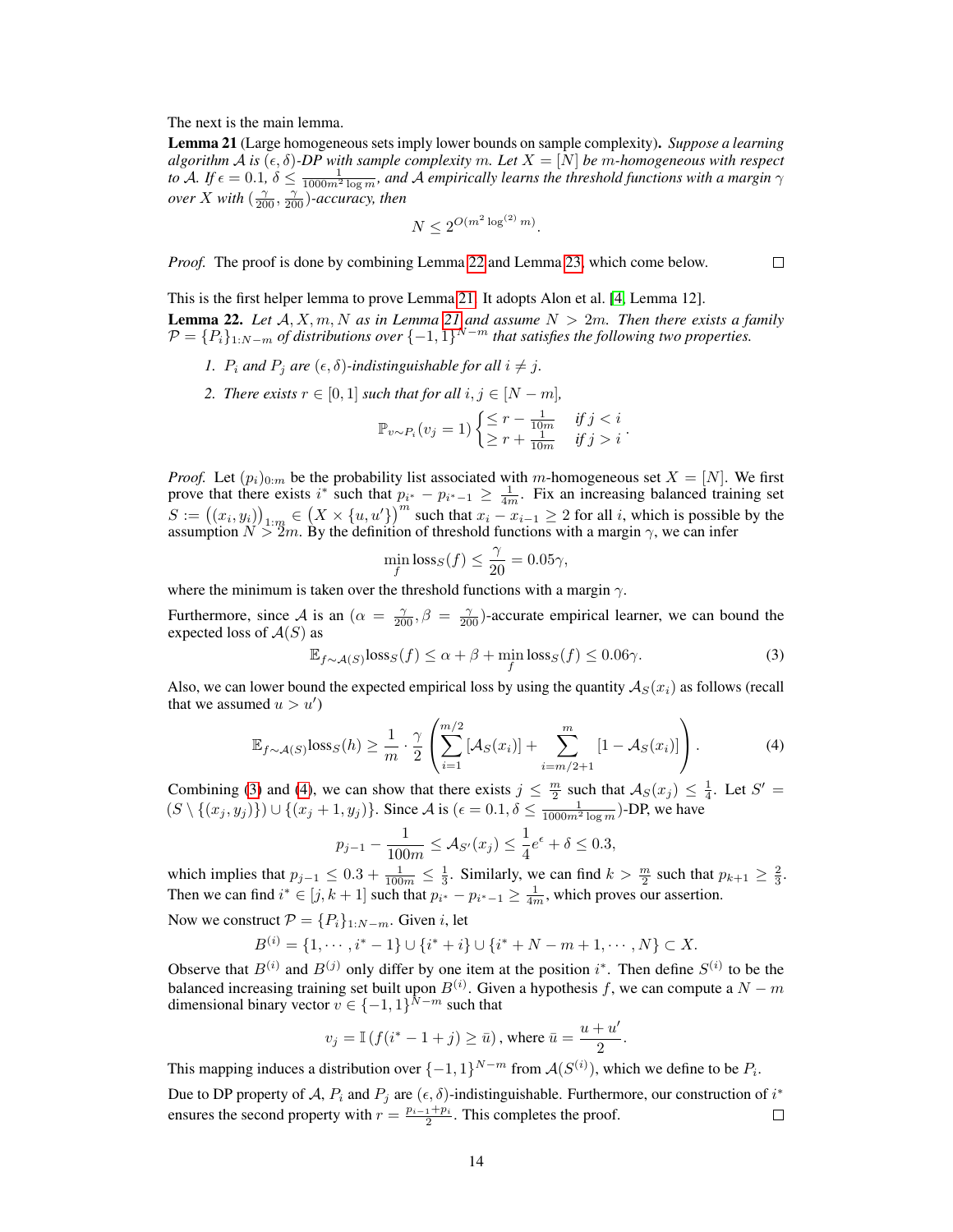The next is the main lemma.

**Lemma 21** (Large homogeneous sets imply lower bounds on sample complexity)**.** *Suppose a learning algorithm $\mathcal{A}$ is $(\epsilon, \delta)$-DP with sample complexity $m$. Let $X = [N]$ be $m$-homogeneous with respect to $\mathcal{A}$. If $\epsilon = 0.1$, $\delta \leq \frac{1}{1000m^2 \log m}$, and $\mathcal{A}$ empirically learns the threshold functions with a margin $\gamma$ over $X$ with $(\frac{\gamma}{200}, \frac{\gamma}{200})$-accuracy, then*

$$N \leq 2^{O(m^2 \log^{(2)} m)}.$$

*Proof.* The proof is done by combining Lemma 22 and Lemma 23, which come below. □

This is the first helper lemma to prove Lemma 21. It adopts Alon et al. [4, Lemma 12].

**Lemma 22.** *Let $\mathcal{A}, X, m, N$ as in Lemma 21 and assume $N > 2m$. Then there exists a family $\mathcal{P} = \{P_i\}_{1:N-m}$ of distributions over $\{-1, 1\}^{N-m}$ that satisfies the following two properties.*

1. *$P_i$ and $P_j$ are $(\epsilon, \delta)$-indistinguishable for all $i \neq j$.*
2. *There exists $r \in [0, 1]$ such that for all $i, j \in [N - m]$,*

$$\mathbb{P}_{v \sim P_i}(v_j = 1) \begin{cases} \leq r - \frac{1}{10m} & \text{if } j < i \\ \geq r + \frac{1}{10m} & \text{if } j > i \end{cases}.$$

*Proof.* Let $(p_i)_{0:m}$ be the probability list associated with $m$-homogeneous set $X = [N]$. We first prove that there exists $i^*$ such that $p_{i^*} - p_{i^*-1} \geq \frac{1}{4m}$. Fix an increasing balanced training set $S := \left((x_i, y_i)\right)_{1:m} \in \left(X \times \{u, u'\}\right)^m$ such that $x_i - x_{i-1} \geq 2$ for all $i$, which is possible by the assumption $N > 2m$. By the definition of threshold functions with a margin $\gamma$, we can infer

$$\min_f \text{loss}_S(f) \leq \frac{\gamma}{20} = 0.05\gamma,$$

where the minimum is taken over the threshold functions with a margin $\gamma$.

Furthermore, since $\mathcal{A}$ is an $(\alpha = \frac{\gamma}{200}, \beta = \frac{\gamma}{200})$-accurate empirical learner, we can bound the expected loss of $\mathcal{A}(S)$ as

$$\mathbb{E}_{f \sim \mathcal{A}(S)} \text{loss}_S(f) \leq \alpha + \beta + \min_f \text{loss}_S(f) \leq 0.06\gamma. \tag{3}$$

Also, we can lower bound the expected empirical loss by using the quantity $\mathcal{A}_S(x_i)$ as follows (recall that we assumed $u > u'$)

$$\mathbb{E}_{f \sim \mathcal{A}(S)} \text{loss}_S(h) \geq \frac{1}{m} \cdot \frac{\gamma}{2} \left( \sum_{i=1}^{m/2} [\mathcal{A}_S(x_i)] + \sum_{i=m/2+1}^{m} [1 - \mathcal{A}_S(x_i)] \right). \tag{4}$$

Combining (3) and (4), we can show that there exists $j \leq \frac{m}{2}$ such that $\mathcal{A}_S(x_j) \leq \frac{1}{4}$. Let $S' = (S \setminus \{(x_j, y_j)\}) \cup \{(x_j + 1, y_j)\}$. Since $\mathcal{A}$ is $(\epsilon = 0.1, \delta \leq \frac{1}{1000m^2 \log m})$-DP, we have

$$p_{j-1} - \frac{1}{100m} \leq \mathcal{A}_{S'}(x_j) \leq \frac{1}{4} e^{\epsilon} + \delta \leq 0.3,$$

which implies that $p_{j-1} \leq 0.3 + \frac{1}{100m} \leq \frac{1}{3}$. Similarly, we can find $k > \frac{m}{2}$ such that $p_{k+1} \geq \frac{2}{3}$. Then we can find $i^* \in [j, k + 1]$ such that $p_{i^*} - p_{i^*-1} \geq \frac{1}{4m}$, which proves our assertion.

Now we construct $\mathcal{P} = \{P_i\}_{1:N-m}$. Given $i$, let

$$B^{(i)} = \{1, \cdots, i^* - 1\} \cup \{i^* + i\} \cup \{i^* + N - m + 1, \cdots, N\} \subset X.$$

Observe that $B^{(i)}$ and $B^{(j)}$ only differ by one item at the position $i^*$. Then define $S^{(i)}$ to be the balanced increasing training set built upon $B^{(i)}$. Given a hypothesis $f$, we can compute a $N - m$ dimensional binary vector $v \in \{-1, 1\}^{N-m}$ such that

$$v_j = \mathbb{I}\left(f(i^* - 1 + j) \geq \bar{u}\right), \text{ where } \bar{u} = \frac{u + u'}{2}.$$

This mapping induces a distribution over $\{-1, 1\}^{N-m}$ from $\mathcal{A}(S^{(i)})$, which we define to be $P_i$.

Due to DP property of $\mathcal{A}$, $P_i$ and $P_j$ are $(\epsilon, \delta)$-indistinguishable. Furthermore, our construction of $i^*$ ensures the second property with $r = \frac{p_{i-1} + p_i}{2}$. This completes the proof. □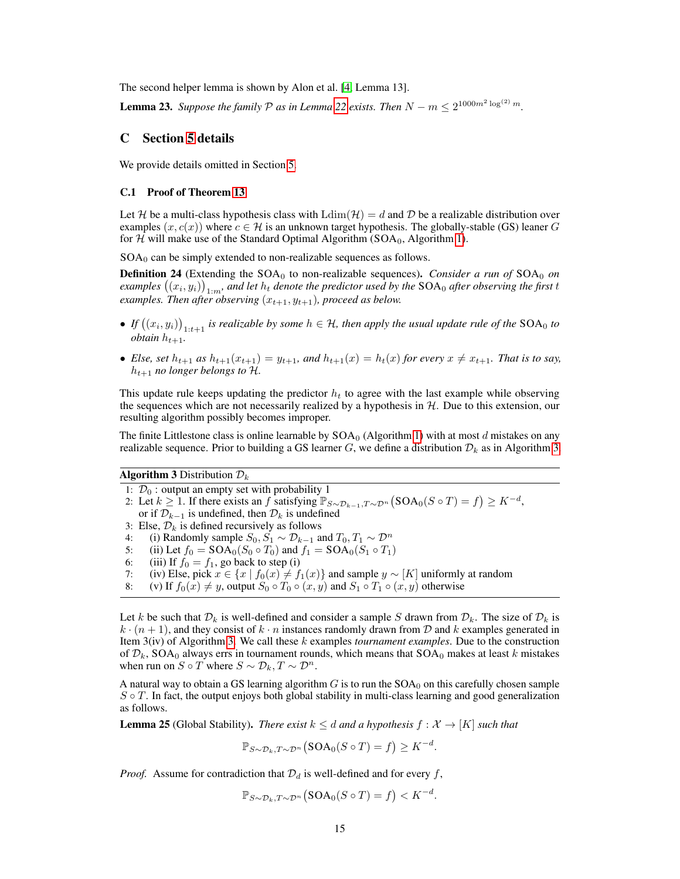The second helper lemma is shown by Alon et al. [4, Lemma 13].

**Lemma 23.** *Suppose the family $\mathcal{P}$ as in Lemma 22 exists. Then $N - m \leq 2^{1000m^2 \log^{(2)} m}$.*

## C Section 5 details

We provide details omitted in Section 5.

### C.1 Proof of Theorem 13

Let $\mathcal{H}$ be a multi-class hypothesis class with $\mathrm{Ldim}(\mathcal{H}) = d$ and $\mathcal{D}$ be a realizable distribution over examples $(x, c(x))$ where $c \in \mathcal{H}$ is an unknown target hypothesis. The globally-stable (GS) leaner $G$ for $\mathcal{H}$ will make use of the Standard Optimal Algorithm ($\mathrm{SOA}_0$, Algorithm 1).

$\mathrm{SOA}_0$ can be simply extended to non-realizable sequences as follows.

**Definition 24** (Extending the $\mathrm{SOA}_0$ to non-realizable sequences)**.** *Consider a run of $\mathrm{SOA}_0$ on examples $\big((x_i, y_i)\big)_{1:m}$, and let $h_t$ denote the predictor used by the $\mathrm{SOA}_0$ after observing the first $t$ examples. Then after observing $(x_{t+1}, y_{t+1})$, proceed as below.*

- *If $\big((x_i, y_i)\big)_{1:t+1}$ is realizable by some $h \in \mathcal{H}$, then apply the usual update rule of the $\mathrm{SOA}_0$ to obtain $h_{t+1}$.*
- *Else, set $h_{t+1}$ as $h_{t+1}(x_{t+1}) = y_{t+1}$, and $h_{t+1}(x) = h_t(x)$ for every $x \neq x_{t+1}$. That is to say, $h_{t+1}$ no longer belongs to $\mathcal{H}$.*

This update rule keeps updating the predictor $h_t$ to agree with the last example while observing the sequences which are not necessarily realized by a hypothesis in $\mathcal{H}$. Due to this extension, our resulting algorithm possibly becomes improper.

The finite Littlestone class is online learnable by $\mathrm{SOA}_0$ (Algorithm 1) with at most $d$ mistakes on any realizable sequence. Prior to building a GS learner $G$, we define a distribution $\mathcal{D}_k$ as in Algorithm 3.

**Algorithm 3** Distribution $\mathcal{D}_k$

```
1: D_0 : output an empty set with probability 1
2: Let k ≥ 1. If there exists an f satisfying P_{S~D_{k-1}, T~D^n}(SOA_0(S∘T) = f) ≥ K^{-d},
   or if D_{k-1} is undefined, then D_k is undefined
3: Else, D_k is defined recursively as follows
4:    (i) Randomly sample S_0, S_1 ~ D_{k-1} and T_0, T_1 ~ D^n
5:    (ii) Let f_0 = SOA_0(S_0 ∘ T_0) and f_1 = SOA_0(S_1 ∘ T_1)
6:    (iii) If f_0 = f_1, go back to step (i)
7:    (iv) Else, pick x ∈ {x | f_0(x) ≠ f_1(x)} and sample y ~ [K] uniformly at random
8:    (v) If f_0(x) ≠ y, output S_0 ∘ T_0 ∘ (x, y) and S_1 ∘ T_1 ∘ (x, y) otherwise
```

Let $k$ be such that $\mathcal{D}_k$ is well-defined and consider a sample $S$ drawn from $\mathcal{D}_k$. The size of $\mathcal{D}_k$ is $k \cdot (n+1)$, and they consist of $k \cdot n$ instances randomly drawn from $\mathcal{D}$ and $k$ examples generated in Item 3(iv) of Algorithm 3. We call these $k$ examples *tournament examples*. Due to the construction of $\mathcal{D}_k$, $\mathrm{SOA}_0$ always errs in tournament rounds, which means that $\mathrm{SOA}_0$ makes at least $k$ mistakes when run on $S \circ T$ where $S \sim \mathcal{D}_k, T \sim \mathcal{D}^n$.

A natural way to obtain a GS learning algorithm $G$ is to run the $\mathrm{SOA}_0$ on this carefully chosen sample $S \circ T$. In fact, the output enjoys both global stability in multi-class learning and good generalization as follows.

**Lemma 25** (Global Stability)**.** *There exist $k \leq d$ and a hypothesis $f : \mathcal{X} \to [K]$ such that*

$$\mathbb{P}_{S \sim \mathcal{D}_k, T \sim \mathcal{D}^n}\big(\mathrm{SOA}_0(S \circ T) = f\big) \geq K^{-d}.$$

*Proof.* Assume for contradiction that $\mathcal{D}_d$ is well-defined and for every $f$,

$$\mathbb{P}_{S \sim \mathcal{D}_k, T \sim \mathcal{D}^n}\big(\mathrm{SOA}_0(S \circ T) = f\big) < K^{-d}.$$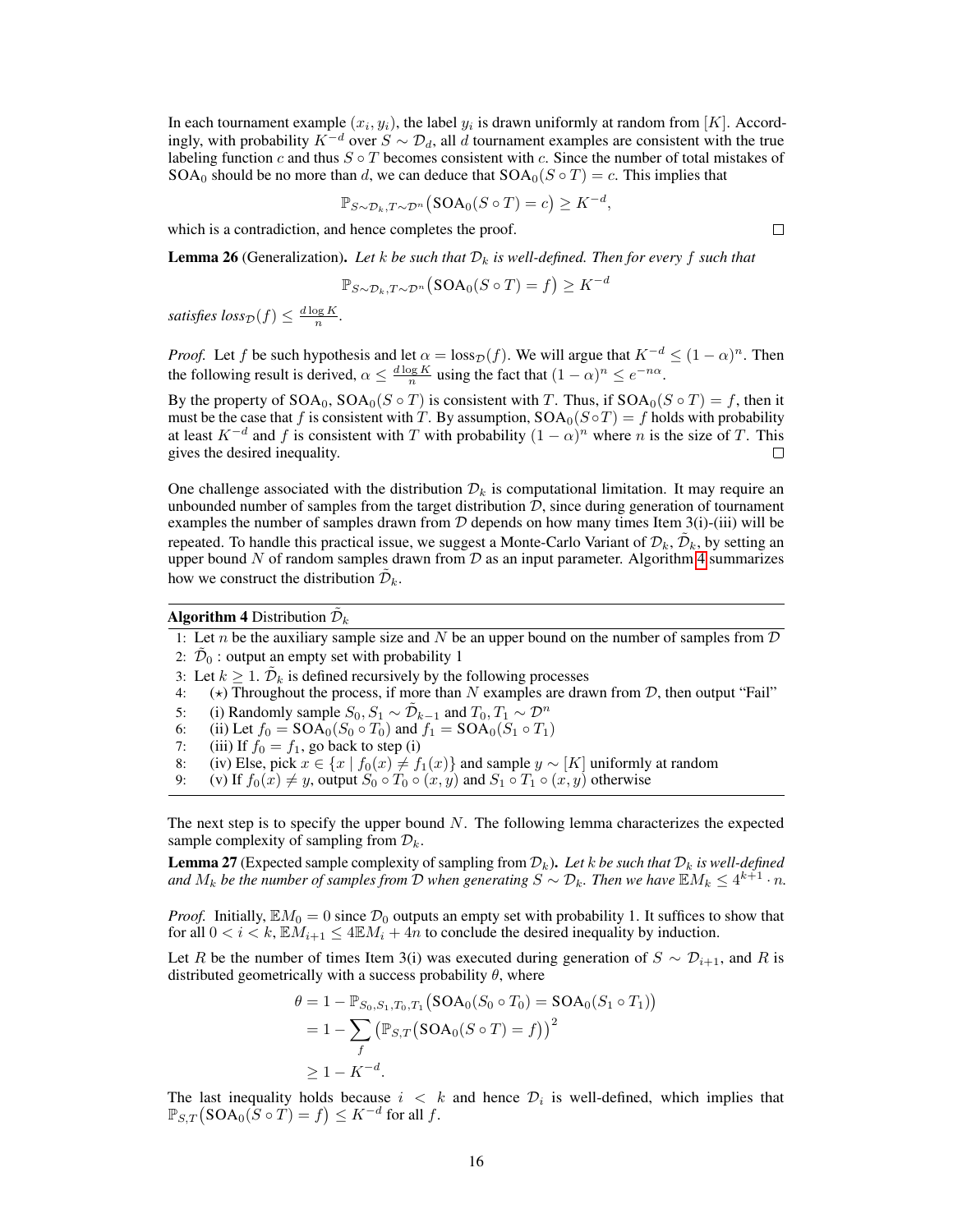In each tournament example $(x_i, y_i)$, the label $y_i$ is drawn uniformly at random from $[K]$. Accordingly, with probability $K^{-d}$ over $S \sim \mathcal{D}_d$, all $d$ tournament examples are consistent with the true labeling function $c$ and thus $S \circ T$ becomes consistent with $c$. Since the number of total mistakes of $\mathrm{SOA}_0$ should be no more than $d$, we can deduce that $\mathrm{SOA}_0(S \circ T) = c$. This implies that

$$\mathbb{P}_{S \sim \mathcal{D}_k, T \sim \mathcal{D}^n}\big(\mathrm{SOA}_0(S \circ T) = c\big) \geq K^{-d},$$

which is a contradiction, and hence completes the proof. ☐

**Lemma 26** (Generalization)**.** *Let $k$ be such that $\mathcal{D}_k$ is well-defined. Then for every $f$ such that*

$$\mathbb{P}_{S \sim \mathcal{D}_k, T \sim \mathcal{D}^n}\big(\mathrm{SOA}_0(S \circ T) = f\big) \geq K^{-d}$$

*satisfies $\mathrm{loss}_{\mathcal{D}}(f) \leq \frac{d \log K}{n}$.*

*Proof.* Let $f$ be such hypothesis and let $\alpha = \mathrm{loss}_{\mathcal{D}}(f)$. We will argue that $K^{-d} \leq (1-\alpha)^n$. Then the following result is derived, $\alpha \leq \frac{d \log K}{n}$ using the fact that $(1-\alpha)^n \leq e^{-n\alpha}$.

By the property of $\mathrm{SOA}_0$, $\mathrm{SOA}_0(S \circ T)$ is consistent with $T$. Thus, if $\mathrm{SOA}_0(S \circ T) = f$, then it must be the case that $f$ is consistent with $T$. By assumption, $\mathrm{SOA}_0(S \circ T) = f$ holds with probability at least $K^{-d}$ and $f$ is consistent with $T$ with probability $(1-\alpha)^n$ where $n$ is the size of $T$. This gives the desired inequality. ☐

One challenge associated with the distribution $\mathcal{D}_k$ is computational limitation. It may require an unbounded number of samples from the target distribution $\mathcal{D}$, since during generation of tournament examples the number of samples drawn from $\mathcal{D}$ depends on how many times Item 3(i)-(iii) will be repeated. To handle this practical issue, we suggest a Monte-Carlo Variant of $\mathcal{D}_k$, $\tilde{\mathcal{D}}_k$, by setting an upper bound $N$ of random samples drawn from $\mathcal{D}$ as an input parameter. Algorithm 4 summarizes how we construct the distribution $\tilde{\mathcal{D}}_k$.

**Algorithm 4** Distribution $\tilde{\mathcal{D}}_k$

```
1: Let n be the auxiliary sample size and N be an upper bound on the number of samples from D
2: D̃_0 : output an empty set with probability 1
3: Let k ≥ 1. D̃_k is defined recursively by the following processes
4:     (⋆) Throughout the process, if more than N examples are drawn from D, then output "Fail"
5:     (i) Randomly sample S_0, S_1 ~ D̃_{k-1} and T_0, T_1 ~ D^n
6:     (ii) Let f_0 = SOA_0(S_0 ∘ T_0) and f_1 = SOA_0(S_1 ∘ T_1)
7:     (iii) If f_0 = f_1, go back to step (i)
8:     (iv) Else, pick x ∈ {x | f_0(x) ≠ f_1(x)} and sample y ~ [K] uniformly at random
9:     (v) If f_0(x) ≠ y, output S_0 ∘ T_0 ∘ (x, y) and S_1 ∘ T_1 ∘ (x, y) otherwise
```

The next step is to specify the upper bound $N$. The following lemma characterizes the expected sample complexity of sampling from $\mathcal{D}_k$.

**Lemma 27** (Expected sample complexity of sampling from $\mathcal{D}_k$)**.** *Let $k$ be such that $\mathcal{D}_k$ is well-defined and $M_k$ be the number of samples from $\mathcal{D}$ when generating $S \sim \mathcal{D}_k$. Then we have $\mathbb{E}M_k \leq 4^{k+1} \cdot n$.*

*Proof.* Initially, $\mathbb{E}M_0 = 0$ since $\mathcal{D}_0$ outputs an empty set with probability 1. It suffices to show that for all $0 < i < k$, $\mathbb{E}M_{i+1} \leq 4\mathbb{E}M_i + 4n$ to conclude the desired inequality by induction.

Let $R$ be the number of times Item 3(i) was executed during generation of $S \sim \mathcal{D}_{i+1}$, and $R$ is distributed geometrically with a success probability $\theta$, where

$$\begin{aligned}
\theta &= 1 - \mathbb{P}_{S_0, S_1, T_0, T_1}\big(\mathrm{SOA}_0(S_0 \circ T_0) = \mathrm{SOA}_0(S_1 \circ T_1)\big) \\
&= 1 - \sum_f \big(\mathbb{P}_{S,T}\big(\mathrm{SOA}_0(S \circ T) = f\big)\big)^2 \\
&\geq 1 - K^{-d}.
\end{aligned}$$

The last inequality holds because $i < k$ and hence $\mathcal{D}_i$ is well-defined, which implies that $\mathbb{P}_{S,T}\big(\mathrm{SOA}_0(S \circ T) = f\big) \leq K^{-d}$ for all $f$.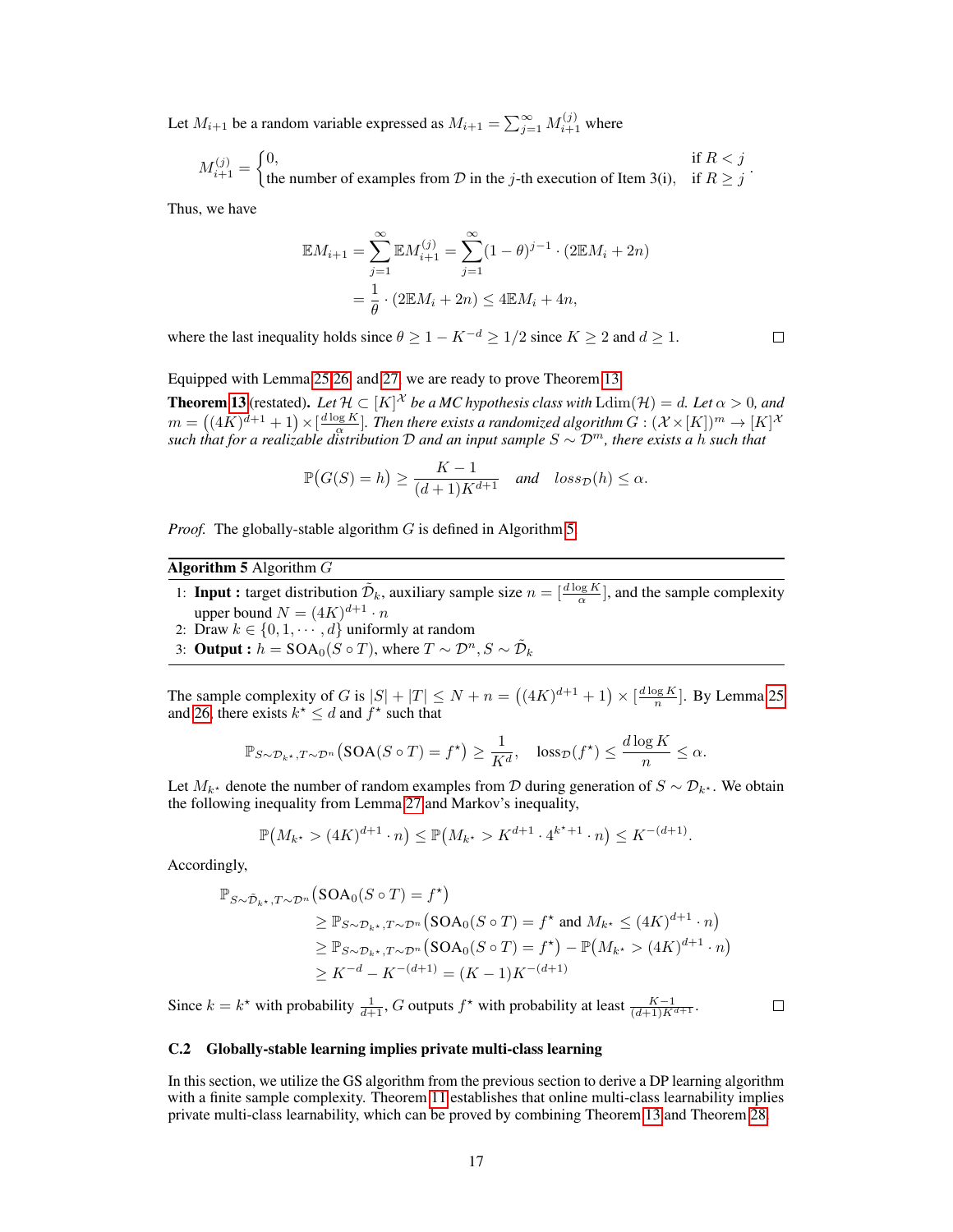Let $M_{i+1}$ be a random variable expressed as $M_{i+1} = \sum_{j=1}^{\infty} M_{i+1}^{(j)}$ where

$$M_{i+1}^{(j)} = \begin{cases} 0, & \text{if } R < j \\ \text{the number of examples from } \mathcal{D} \text{ in the } j\text{-th execution of Item 3(i)}, & \text{if } R \geq j \end{cases}.$$

Thus, we have

$$\begin{aligned}
\mathbb{E}M_{i+1} &= \sum_{j=1}^{\infty} \mathbb{E}M_{i+1}^{(j)} = \sum_{j=1}^{\infty} (1-\theta)^{j-1} \cdot (2\mathbb{E}M_i + 2n) \\
&= \frac{1}{\theta} \cdot (2\mathbb{E}M_i + 2n) \leq 4\mathbb{E}M_i + 4n,
\end{aligned}$$

where the last inequality holds since $\theta \geq 1 - K^{-d} \geq 1/2$ since $K \geq 2$ and $d \geq 1$. □

Equipped with Lemma 25, 26, and 27, we are ready to prove Theorem 13.

**Theorem 13** (restated). *Let $\mathcal{H} \subset [K]^{\mathcal{X}}$ be a MC hypothesis class with $\mathrm{Ldim}(\mathcal{H}) = d$. Let $\alpha > 0$, and $m = \left((4K)^{d+1} + 1\right) \times [\frac{d \log K}{\alpha}]$. Then there exists a randomized algorithm $G : (\mathcal{X} \times [K])^m \to [K]^{\mathcal{X}}$ such that for a realizable distribution $\mathcal{D}$ and an input sample $S \sim \mathcal{D}^m$, there exists a $h$ such that*

$$\mathbb{P}\big(G(S) = h\big) \geq \frac{K-1}{(d+1)K^{d+1}} \quad \textit{and} \quad loss_{\mathcal{D}}(h) \leq \alpha.$$

*Proof.* The globally-stable algorithm $G$ is defined in Algorithm 5.

**Algorithm 5** Algorithm $G$

1: **Input :** target distribution $\tilde{\mathcal{D}}_k$, auxiliary sample size $n = [\frac{d \log K}{\alpha}]$, and the sample complexity upper bound $N = (4K)^{d+1} \cdot n$

2: Draw $k \in \{0, 1, \cdots, d\}$ uniformly at random

3: **Output :** $h = \mathrm{SOA}_0(S \circ T)$, where $T \sim \mathcal{D}^n, S \sim \tilde{\mathcal{D}}_k$

The sample complexity of $G$ is $|S| + |T| \leq N + n = \left((4K)^{d+1} + 1\right) \times [\frac{d \log K}{n}]$. By Lemma 25 and 26, there exists $k^\star \leq d$ and $f^\star$ such that

$$\mathbb{P}_{S \sim \mathcal{D}_{k^\star}, T \sim \mathcal{D}^n}\big(\mathrm{SOA}(S \circ T) = f^\star\big) \geq \frac{1}{K^d}, \quad \mathrm{loss}_{\mathcal{D}}(f^\star) \leq \frac{d \log K}{n} \leq \alpha.$$

Let $M_{k^\star}$ denote the number of random examples from $\mathcal{D}$ during generation of $S \sim \mathcal{D}_{k^\star}$. We obtain the following inequality from Lemma 27 and Markov's inequality,

$$\mathbb{P}\big(M_{k^\star} > (4K)^{d+1} \cdot n\big) \leq \mathbb{P}\big(M_{k^\star} > K^{d+1} \cdot 4^{k^\star+1} \cdot n\big) \leq K^{-(d+1)}.$$

Accordingly,

$$\begin{aligned}
&\mathbb{P}_{S \sim \tilde{\mathcal{D}}_{k^\star}, T \sim \mathcal{D}^n}\big(\mathrm{SOA}_0(S \circ T) = f^\star\big) \\
&\quad \geq \mathbb{P}_{S \sim \mathcal{D}_{k^\star}, T \sim \mathcal{D}^n}\big(\mathrm{SOA}_0(S \circ T) = f^\star \text{ and } M_{k^\star} \leq (4K)^{d+1} \cdot n\big) \\
&\quad \geq \mathbb{P}_{S \sim \mathcal{D}_{k^\star}, T \sim \mathcal{D}^n}\big(\mathrm{SOA}_0(S \circ T) = f^\star\big) - \mathbb{P}\big(M_{k^\star} > (4K)^{d+1} \cdot n\big) \\
&\quad \geq K^{-d} - K^{-(d+1)} = (K-1)K^{-(d+1)}
\end{aligned}$$

Since $k = k^\star$ with probability $\frac{1}{d+1}$, $G$ outputs $f^\star$ with probability at least $\frac{K-1}{(d+1)K^{d+1}}$. □

### C.2 Globally-stable learning implies private multi-class learning

In this section, we utilize the GS algorithm from the previous section to derive a DP learning algorithm with a finite sample complexity. Theorem 11 establishes that online multi-class learnability implies private multi-class learnability, which can be proved by combining Theorem 13 and Theorem 28.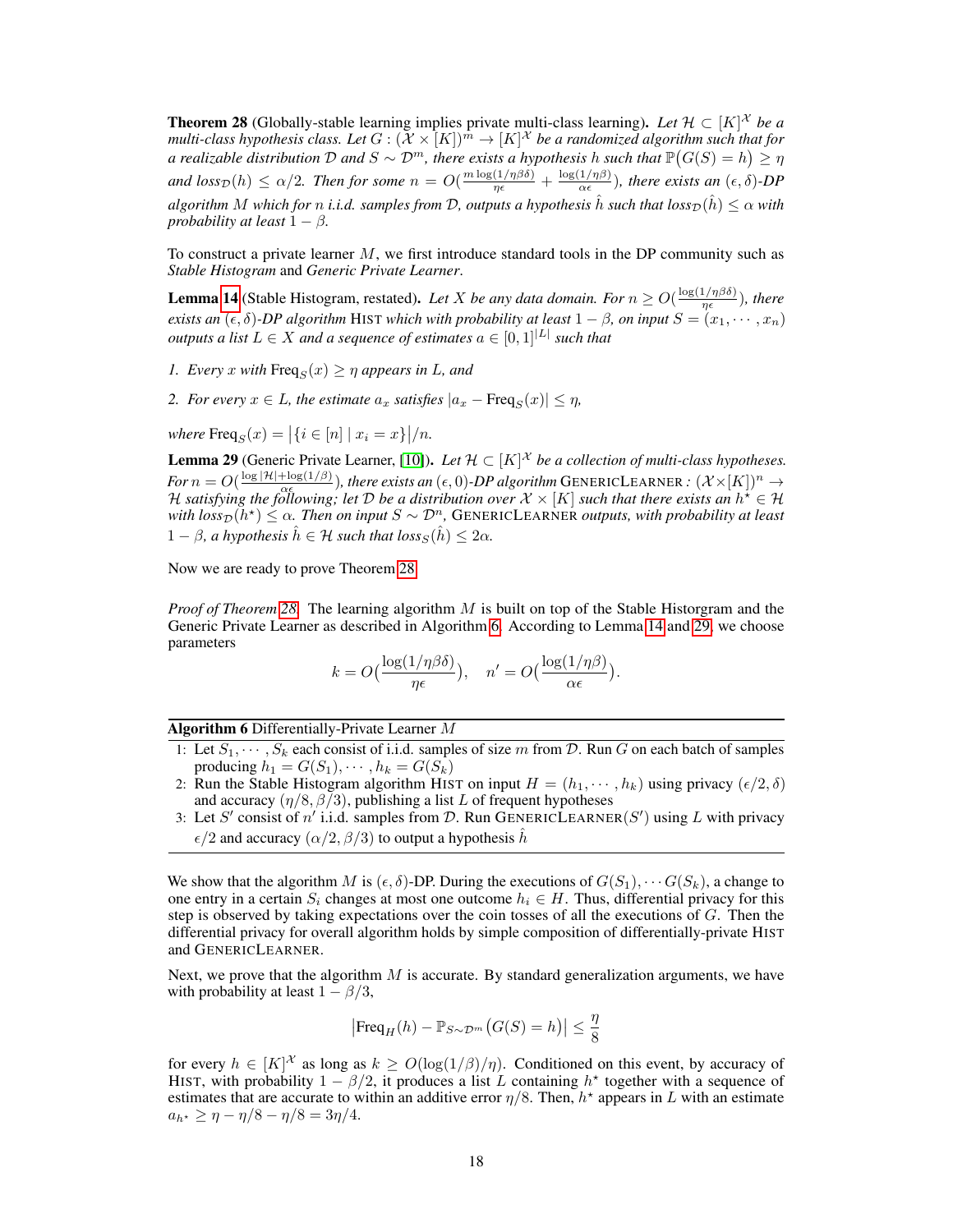**Theorem 28** (Globally-stable learning implies private multi-class learning)**.** *Let $\mathcal{H} \subset [K]^{\mathcal{X}}$ be a multi-class hypothesis class. Let $G : (\mathcal{X} \times [K])^m \to [K]^{\mathcal{X}}$ be a randomized algorithm such that for a realizable distribution $\mathcal{D}$ and $S \sim \mathcal{D}^m$, there exists a hypothesis $h$ such that $\mathbb{P}\big(G(S) = h\big) \geq \eta$ and $loss_{\mathcal{D}}(h) \leq \alpha/2$. Then for some $n = O(\frac{m \log(1/\eta\beta\delta)}{\eta\epsilon} + \frac{\log(1/\eta\beta)}{\alpha\epsilon})$, there exists an $(\epsilon, \delta)$-DP algorithm $M$ which for $n$ i.i.d. samples from $\mathcal{D}$, outputs a hypothesis $\hat{h}$ such that $loss_{\mathcal{D}}(\hat{h}) \leq \alpha$ with probability at least $1 - \beta$.*

To construct a private learner $M$, we first introduce standard tools in the DP community such as *Stable Histogram* and *Generic Private Learner*.

**Lemma 14** (Stable Histogram, restated)**.** *Let $X$ be any data domain. For $n \geq O(\frac{\log(1/\eta\beta\delta)}{\eta\epsilon})$, there exists an $(\epsilon, \delta)$-DP algorithm* Hist *which with probability at least $1 - \beta$, on input $S = (x_1, \cdots, x_n)$ outputs a list $L \in X$ and a sequence of estimates $a \in [0, 1]^{|L|}$ such that*

1. *Every $x$ with $\mathrm{Freq}_S(x) \geq \eta$ appears in $L$, and*
2. *For every $x \in L$, the estimate $a_x$ satisfies $|a_x - \mathrm{Freq}_S(x)| \leq \eta$,*

*where $\mathrm{Freq}_S(x) = \big|\{i \in [n] \mid x_i = x\}\big|/n$.*

**Lemma 29** (Generic Private Learner, [10])**.** *Let $\mathcal{H} \subset [K]^{\mathcal{X}}$ be a collection of multi-class hypotheses. For $n = O(\frac{\log |\mathcal{H}| + \log(1/\beta)}{\alpha\epsilon})$, there exists an $(\epsilon, 0)$-DP algorithm* GenericLearner *: $(\mathcal{X} \times [K])^n \to \mathcal{H}$ satisfying the following; let $\mathcal{D}$ be a distribution over $\mathcal{X} \times [K]$ such that there exists an $h^\star \in \mathcal{H}$ with $loss_{\mathcal{D}}(h^\star) \leq \alpha$. Then on input $S \sim \mathcal{D}^n$,* GenericLearner *outputs, with probability at least $1 - \beta$, a hypothesis $\hat{h} \in \mathcal{H}$ such that $loss_S(\hat{h}) \leq 2\alpha$.*

Now we are ready to prove Theorem 28.

*Proof of Theorem 28.* The learning algorithm $M$ is built on top of the Stable Historgram and the Generic Private Learner as described in Algorithm 6. According to Lemma 14 and 29, we choose parameters

$$k = O\big(\frac{\log(1/\eta\beta\delta)}{\eta\epsilon}\big), \quad n' = O\big(\frac{\log(1/\eta\beta)}{\alpha\epsilon}\big).$$

**Algorithm 6** Differentially-Private Learner $M$

1. Let $S_1, \cdots, S_k$ each consist of i.i.d. samples of size $m$ from $\mathcal{D}$. Run $G$ on each batch of samples producing $h_1 = G(S_1), \cdots, h_k = G(S_k)$
2. Run the Stable Histogram algorithm Hist on input $H = (h_1, \cdots, h_k)$ using privacy $(\epsilon/2, \delta)$ and accuracy $(\eta/8, \beta/3)$, publishing a list $L$ of frequent hypotheses
3. Let $S'$ consist of $n'$ i.i.d. samples from $\mathcal{D}$. Run GenericLearner$(S')$ using $L$ with privacy $\epsilon/2$ and accuracy $(\alpha/2, \beta/3)$ to output a hypothesis $\hat{h}$

We show that the algorithm $M$ is $(\epsilon, \delta)$-DP. During the executions of $G(S_1), \cdots G(S_k)$, a change to one entry in a certain $S_i$ changes at most one outcome $h_i \in H$. Thus, differential privacy for this step is observed by taking expectations over the coin tosses of all the executions of $G$. Then the differential privacy for overall algorithm holds by simple composition of differentially-private Hist and GenericLearner.

Next, we prove that the algorithm $M$ is accurate. By standard generalization arguments, we have with probability at least $1 - \beta/3$,

$$\big|\mathrm{Freq}_H(h) - \mathbb{P}_{S \sim \mathcal{D}^m}\big(G(S) = h\big)\big| \leq \frac{\eta}{8}$$

for every $h \in [K]^{\mathcal{X}}$ as long as $k \geq O(\log(1/\beta)/\eta)$. Conditioned on this event, by accuracy of Hist, with probability $1 - \beta/2$, it produces a list $L$ containing $h^\star$ together with a sequence of estimates that are accurate to within an additive error $\eta/8$. Then, $h^\star$ appears in $L$ with an estimate $a_{h^\star} \geq \eta - \eta/8 - \eta/8 = 3\eta/4$.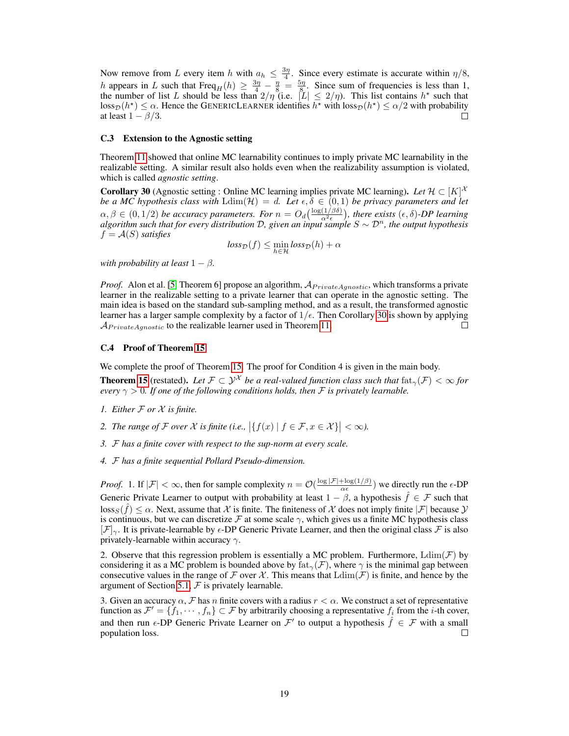Now remove from $L$ every item $h$ with $a_h \leq \frac{3\eta}{4}$. Since every estimate is accurate within $\eta/8$, $h$ appears in $L$ such that $\text{Freq}_H(h) \geq \frac{3\eta}{4} - \frac{\eta}{8} = \frac{5\eta}{8}$. Since sum of frequencies is less than 1, the number of list $L$ should be less than $2/\eta$ (i.e. $|L| \leq 2/\eta$). This list contains $h^\star$ such that $\text{loss}_\mathcal{D}(h^\star) \leq \alpha$. Hence the GENERICLEARNER identifies $h^\star$ with $\text{loss}_\mathcal{D}(h^\star) \leq \alpha/2$ with probability at least $1 - \beta/3$. □

### C.3 Extension to the Agnostic setting

Theorem 11 showed that online MC learnability continues to imply private MC learnability in the realizable setting. A similar result also holds even when the realizability assumption is violated, which is called *agnostic setting*.

**Corollary 30** (Agnostic setting : Online MC learning implies private MC learning)**.** *Let $\mathcal{H} \subset [K]^\mathcal{X}$ be a MC hypothesis class with $\text{Ldim}(\mathcal{H}) = d$. Let $\epsilon, \delta \in (0,1)$ be privacy parameters and let $\alpha, \beta \in (0, 1/2)$ be accuracy parameters. For $n = O_d(\frac{\log(1/\beta\delta)}{\alpha^2\epsilon})$, there exists $(\epsilon, \delta)$-DP learning algorithm such that for every distribution $\mathcal{D}$, given an input sample $S \sim \mathcal{D}^n$, the output hypothesis $f = \mathcal{A}(S)$ satisfies*

$$loss_\mathcal{D}(f) \leq \min_{h \in \mathcal{H}} loss_\mathcal{D}(h) + \alpha$$

*with probability at least $1 - \beta$.*

*Proof.* Alon et al. [5, Theorem 6] propose an algorithm, $\mathcal{A}_{PrivateAgnostic}$, which transforms a private learner in the realizable setting to a private learner that can operate in the agnostic setting. The main idea is based on the standard sub-sampling method, and as a result, the transformed agnostic learner has a larger sample complexity by a factor of $1/\epsilon$. Then Corollary 30 is shown by applying $\mathcal{A}_{PrivateAgnostic}$ to the realizable learner used in Theorem 11. □

### C.4 Proof of Theorem 15

We complete the proof of Theorem 15. The proof for Condition 4 is given in the main body.

**Theorem 15** (restated)**.** *Let $\mathcal{F} \subset \mathcal{Y}^\mathcal{X}$ be a real-valued function class such that $\text{fat}_\gamma(\mathcal{F}) < \infty$ for every $\gamma > 0$. If one of the following conditions holds, then $\mathcal{F}$ is privately learnable.*

1. *Either $\mathcal{F}$ or $\mathcal{X}$ is finite.*
2. *The range of $\mathcal{F}$ over $\mathcal{X}$ is finite (i.e., $\left|\{f(x) \mid f \in \mathcal{F}, x \in \mathcal{X}\}\right| < \infty$).*
3. *$\mathcal{F}$ has a finite cover with respect to the sup-norm at every scale.*
4. *$\mathcal{F}$ has a finite sequential Pollard Pseudo-dimension.*

*Proof.* 1. If $|\mathcal{F}| < \infty$, then for sample complexity $n = \mathcal{O}(\frac{\log|\mathcal{F}| + \log(1/\beta)}{\alpha\epsilon})$ we directly run the $\epsilon$-DP Generic Private Learner to output with probability at least $1 - \beta$, a hypothesis $\hat{f} \in \mathcal{F}$ such that $\text{loss}_S(\hat{f}) \leq \alpha$. Next, assume that $\mathcal{X}$ is finite. The finiteness of $\mathcal{X}$ does not imply finite $|\mathcal{F}|$ because $\mathcal{Y}$ is continuous, but we can discretize $\mathcal{F}$ at some scale $\gamma$, which gives us a finite MC hypothesis class $[\mathcal{F}]_\gamma$. It is private-learnable by $\epsilon$-DP Generic Private Learner, and then the original class $\mathcal{F}$ is also privately-learnable within accuracy $\gamma$.

2. Observe that this regression problem is essentially a MC problem. Furthermore, $\text{Ldim}(\mathcal{F})$ by considering it as a MC problem is bounded above by $\text{fat}_\gamma(\mathcal{F})$, where $\gamma$ is the minimal gap between consecutive values in the range of $\mathcal{F}$ over $\mathcal{X}$. This means that $\text{Ldim}(\mathcal{F})$ is finite, and hence by the argument of Section 5.1, $\mathcal{F}$ is privately learnable.

3. Given an accuracy $\alpha$, $\mathcal{F}$ has $n$ finite covers with a radius $r < \alpha$. We construct a set of representative function as $\mathcal{F}' = \{f_1, \cdots, f_n\} \subset \mathcal{F}$ by arbitrarily choosing a representative $f_i$ from the $i$-th cover, and then run $\epsilon$-DP Generic Private Learner on $\mathcal{F}'$ to output a hypothesis $\hat{f} \in \mathcal{F}$ with a small population loss. □